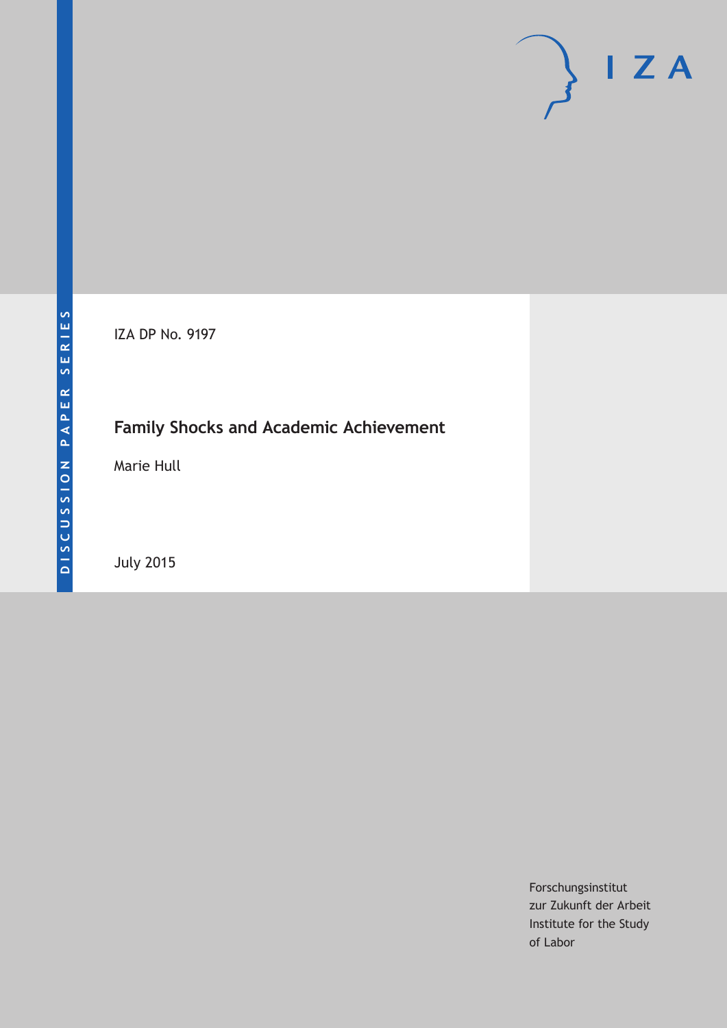DISCUSSION PAPER SERIES

IZA DP No. 9197

# Family Shocks and Academic Achievement

Marie Hull

July 2015

Forschungsinstitut
zur Zukunft der Arbeit
Institute for the Study
of Labor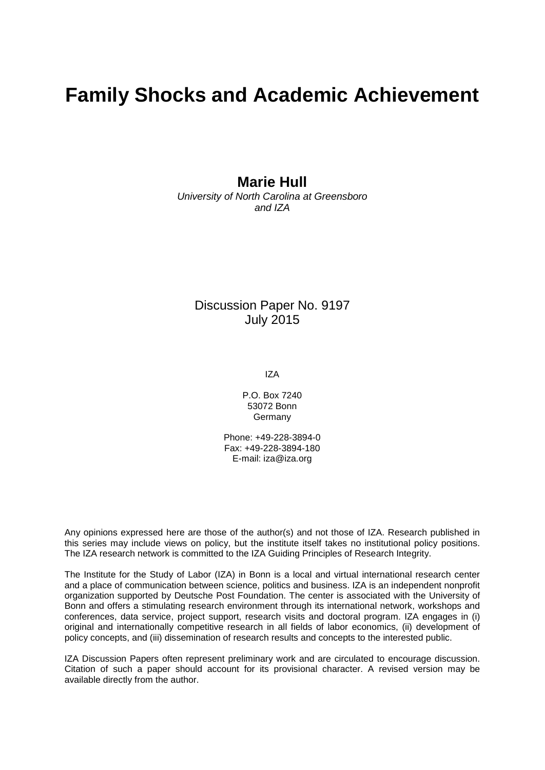# Family Shocks and Academic Achievement

**Marie Hull**
*University of North Carolina at Greensboro and IZA*

Discussion Paper No. 9197
July 2015

IZA

P.O. Box 7240
53072 Bonn
Germany

Phone: +49-228-3894-0
Fax: +49-228-3894-180
E-mail: iza@iza.org

Any opinions expressed here are those of the author(s) and not those of IZA. Research published in this series may include views on policy, but the institute itself takes no institutional policy positions. The IZA research network is committed to the IZA Guiding Principles of Research Integrity.

The Institute for the Study of Labor (IZA) in Bonn is a local and virtual international research center and a place of communication between science, politics and business. IZA is an independent nonprofit organization supported by Deutsche Post Foundation. The center is associated with the University of Bonn and offers a stimulating research environment through its international network, workshops and conferences, data service, project support, research visits and doctoral program. IZA engages in (i) original and internationally competitive research in all fields of labor economics, (ii) development of policy concepts, and (iii) dissemination of research results and concepts to the interested public.

IZA Discussion Papers often represent preliminary work and are circulated to encourage discussion. Citation of such a paper should account for its provisional character. A revised version may be available directly from the author.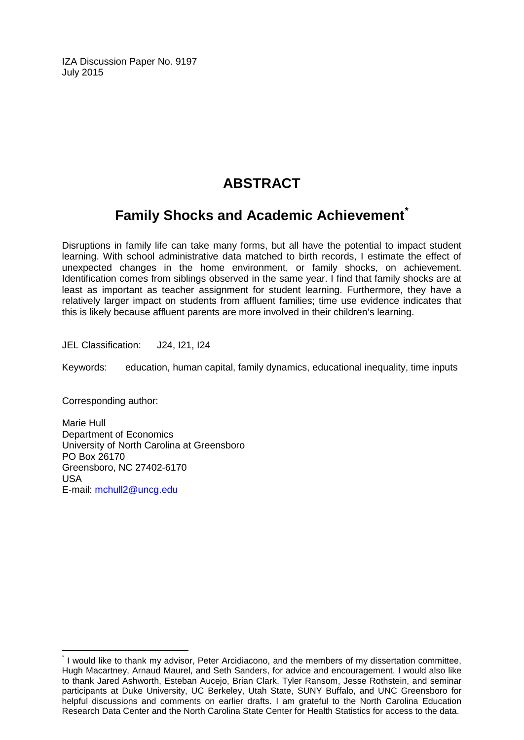IZA Discussion Paper No. 9197
July 2015

# ABSTRACT

## Family Shocks and Academic Achievement*

Disruptions in family life can take many forms, but all have the potential to impact student learning. With school administrative data matched to birth records, I estimate the effect of unexpected changes in the home environment, or family shocks, on achievement. Identification comes from siblings observed in the same year. I find that family shocks are at least as important as teacher assignment for student learning. Furthermore, they have a relatively larger impact on students from affluent families; time use evidence indicates that this is likely because affluent parents are more involved in their children's learning.

JEL Classification: J24, I21, I24

Keywords: education, human capital, family dynamics, educational inequality, time inputs

Corresponding author:

Marie Hull
Department of Economics
University of North Carolina at Greensboro
PO Box 26170
Greensboro, NC 27402-6170
USA
E-mail: mchull2@uncg.edu

---

* I would like to thank my advisor, Peter Arcidiacono, and the members of my dissertation committee, Hugh Macartney, Arnaud Maurel, and Seth Sanders, for advice and encouragement. I would also like to thank Jared Ashworth, Esteban Aucejo, Brian Clark, Tyler Ransom, Jesse Rothstein, and seminar participants at Duke University, UC Berkeley, Utah State, SUNY Buffalo, and UNC Greensboro for helpful discussions and comments on earlier drafts. I am grateful to the North Carolina Education Research Data Center and the North Carolina State Center for Health Statistics for access to the data.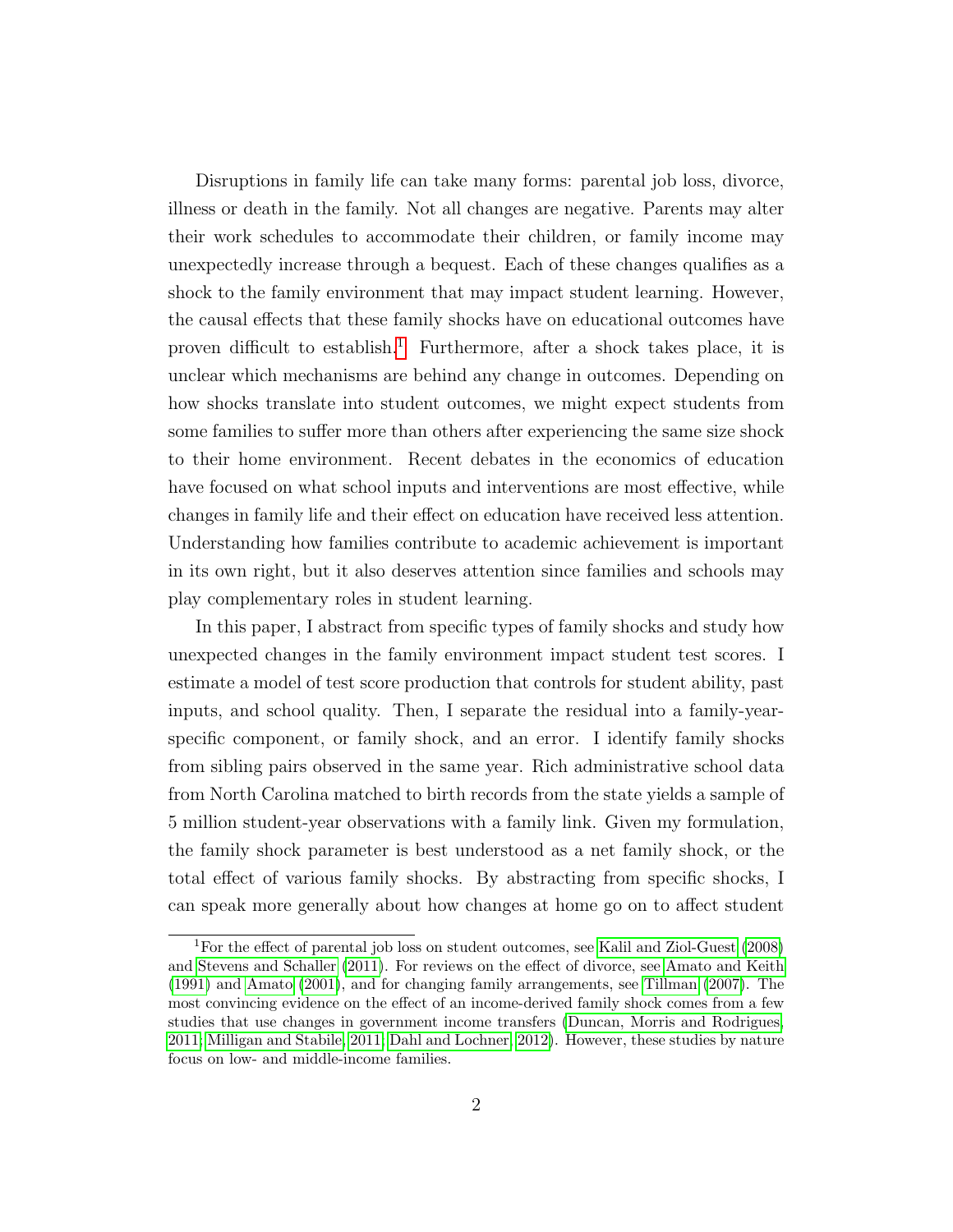Disruptions in family life can take many forms: parental job loss, divorce, illness or death in the family. Not all changes are negative. Parents may alter their work schedules to accommodate their children, or family income may unexpectedly increase through a bequest. Each of these changes qualifies as a shock to the family environment that may impact student learning. However, the causal effects that these family shocks have on educational outcomes have proven difficult to establish.[1] Furthermore, after a shock takes place, it is unclear which mechanisms are behind any change in outcomes. Depending on how shocks translate into student outcomes, we might expect students from some families to suffer more than others after experiencing the same size shock to their home environment. Recent debates in the economics of education have focused on what school inputs and interventions are most effective, while changes in family life and their effect on education have received less attention. Understanding how families contribute to academic achievement is important in its own right, but it also deserves attention since families and schools may play complementary roles in student learning.

In this paper, I abstract from specific types of family shocks and study how unexpected changes in the family environment impact student test scores. I estimate a model of test score production that controls for student ability, past inputs, and school quality. Then, I separate the residual into a family-year-specific component, or family shock, and an error. I identify family shocks from sibling pairs observed in the same year. Rich administrative school data from North Carolina matched to birth records from the state yields a sample of 5 million student-year observations with a family link. Given my formulation, the family shock parameter is best understood as a net family shock, or the total effect of various family shocks. By abstracting from specific shocks, I can speak more generally about how changes at home go on to affect student

[1] For the effect of parental job loss on student outcomes, see Kalil and Ziol-Guest (2008) and Stevens and Schaller (2011). For reviews on the effect of divorce, see Amato and Keith (1991) and Amato (2001), and for changing family arrangements, see Tillman (2007). The most convincing evidence on the effect of an income-derived family shock comes from a few studies that use changes in government income transfers (Duncan, Morris and Rodrigues, 2011; Milligan and Stabile, 2011; Dahl and Lochner, 2012). However, these studies by nature focus on low- and middle-income families.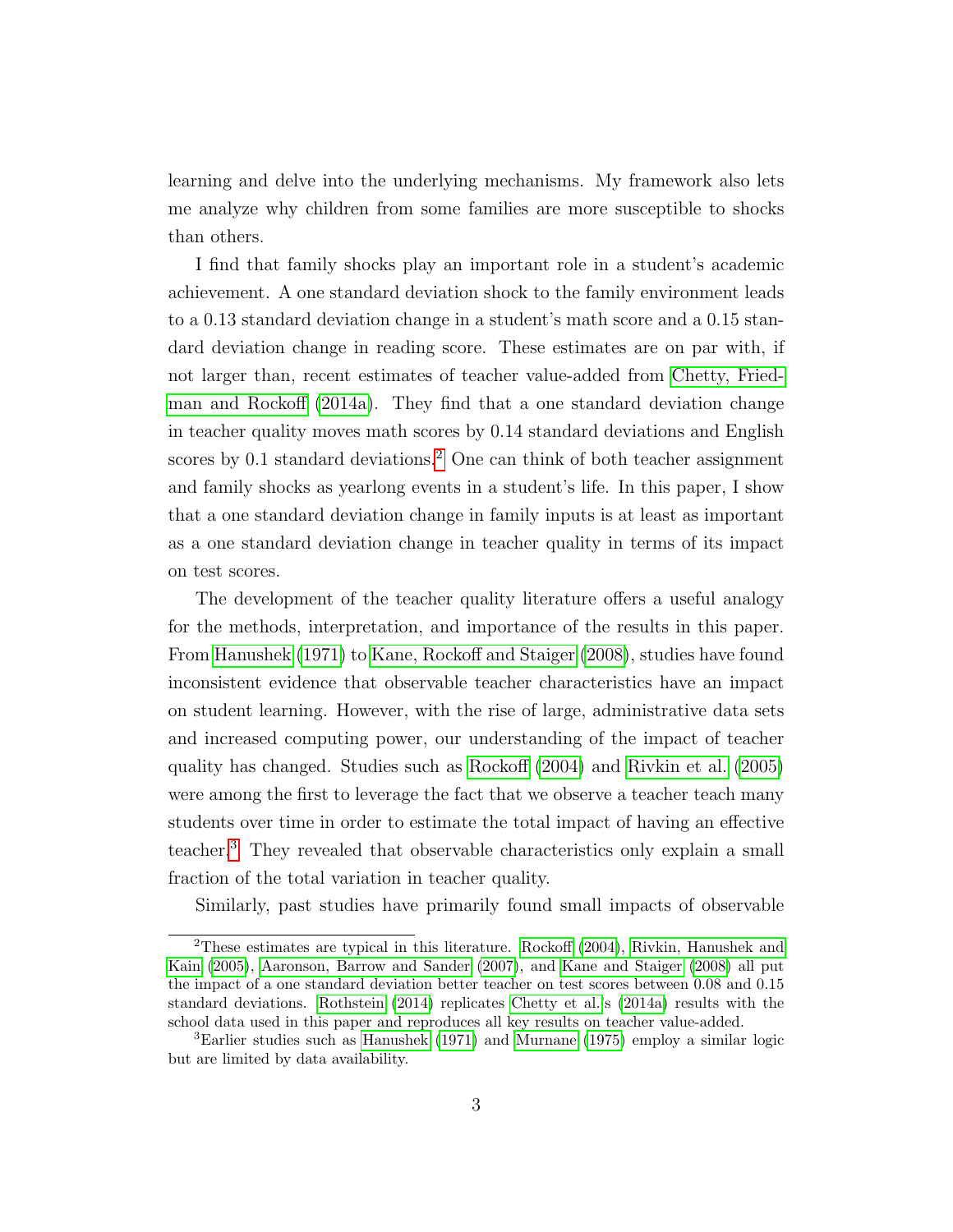learning and delve into the underlying mechanisms. My framework also lets me analyze why children from some families are more susceptible to shocks than others.

I find that family shocks play an important role in a student's academic achievement. A one standard deviation shock to the family environment leads to a 0.13 standard deviation change in a student's math score and a 0.15 standard deviation change in reading score. These estimates are on par with, if not larger than, recent estimates of teacher value-added from Chetty, Friedman and Rockoff (2014a). They find that a one standard deviation change in teacher quality moves math scores by 0.14 standard deviations and English scores by 0.1 standard deviations.[2] One can think of both teacher assignment and family shocks as yearlong events in a student's life. In this paper, I show that a one standard deviation change in family inputs is at least as important as a one standard deviation change in teacher quality in terms of its impact on test scores.

The development of the teacher quality literature offers a useful analogy for the methods, interpretation, and importance of the results in this paper. From Hanushek (1971) to Kane, Rockoff and Staiger (2008), studies have found inconsistent evidence that observable teacher characteristics have an impact on student learning. However, with the rise of large, administrative data sets and increased computing power, our understanding of the impact of teacher quality has changed. Studies such as Rockoff (2004) and Rivkin et al. (2005) were among the first to leverage the fact that we observe a teacher teach many students over time in order to estimate the total impact of having an effective teacher.[3] They revealed that observable characteristics only explain a small fraction of the total variation in teacher quality.

Similarly, past studies have primarily found small impacts of observable

[2]These estimates are typical in this literature. Rockoff (2004), Rivkin, Hanushek and Kain (2005), Aaronson, Barrow and Sander (2007), and Kane and Staiger (2008) all put the impact of a one standard deviation better teacher on test scores between 0.08 and 0.15 standard deviations. Rothstein (2014) replicates Chetty et al.s (2014a) results with the school data used in this paper and reproduces all key results on teacher value-added.

[3]Earlier studies such as Hanushek (1971) and Murnane (1975) employ a similar logic but are limited by data availability.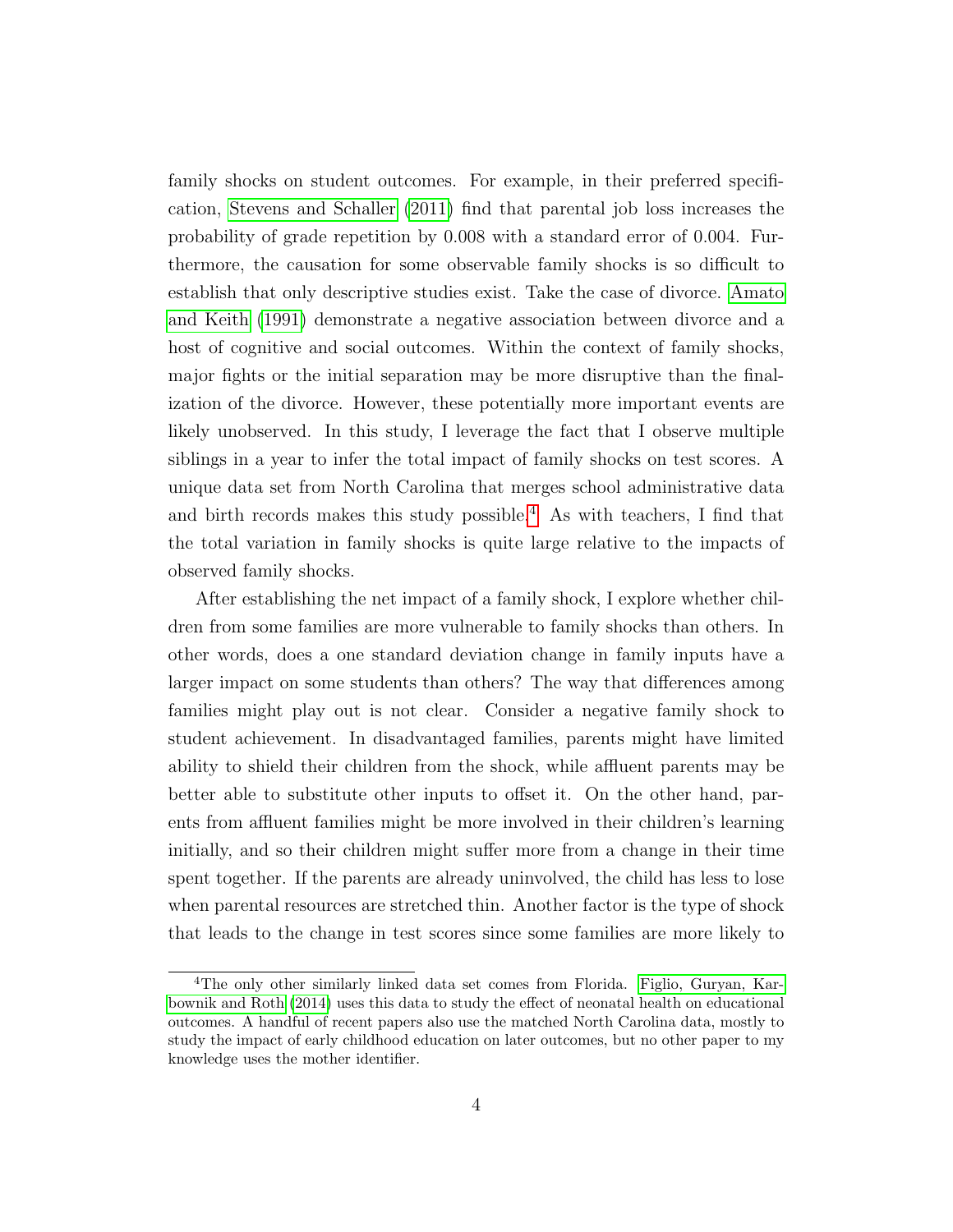family shocks on student outcomes. For example, in their preferred specification, Stevens and Schaller (2011) find that parental job loss increases the probability of grade repetition by 0.008 with a standard error of 0.004. Furthermore, the causation for some observable family shocks is so difficult to establish that only descriptive studies exist. Take the case of divorce. Amato and Keith (1991) demonstrate a negative association between divorce and a host of cognitive and social outcomes. Within the context of family shocks, major fights or the initial separation may be more disruptive than the finalization of the divorce. However, these potentially more important events are likely unobserved. In this study, I leverage the fact that I observe multiple siblings in a year to infer the total impact of family shocks on test scores. A unique data set from North Carolina that merges school administrative data and birth records makes this study possible.[4] As with teachers, I find that the total variation in family shocks is quite large relative to the impacts of observed family shocks.

After establishing the net impact of a family shock, I explore whether children from some families are more vulnerable to family shocks than others. In other words, does a one standard deviation change in family inputs have a larger impact on some students than others? The way that differences among families might play out is not clear. Consider a negative family shock to student achievement. In disadvantaged families, parents might have limited ability to shield their children from the shock, while affluent parents may be better able to substitute other inputs to offset it. On the other hand, parents from affluent families might be more involved in their children's learning initially, and so their children might suffer more from a change in their time spent together. If the parents are already uninvolved, the child has less to lose when parental resources are stretched thin. Another factor is the type of shock that leads to the change in test scores since some families are more likely to

[4] The only other similarly linked data set comes from Florida. Figlio, Guryan, Karbownik and Roth (2014) uses this data to study the effect of neonatal health on educational outcomes. A handful of recent papers also use the matched North Carolina data, mostly to study the impact of early childhood education on later outcomes, but no other paper to my knowledge uses the mother identifier.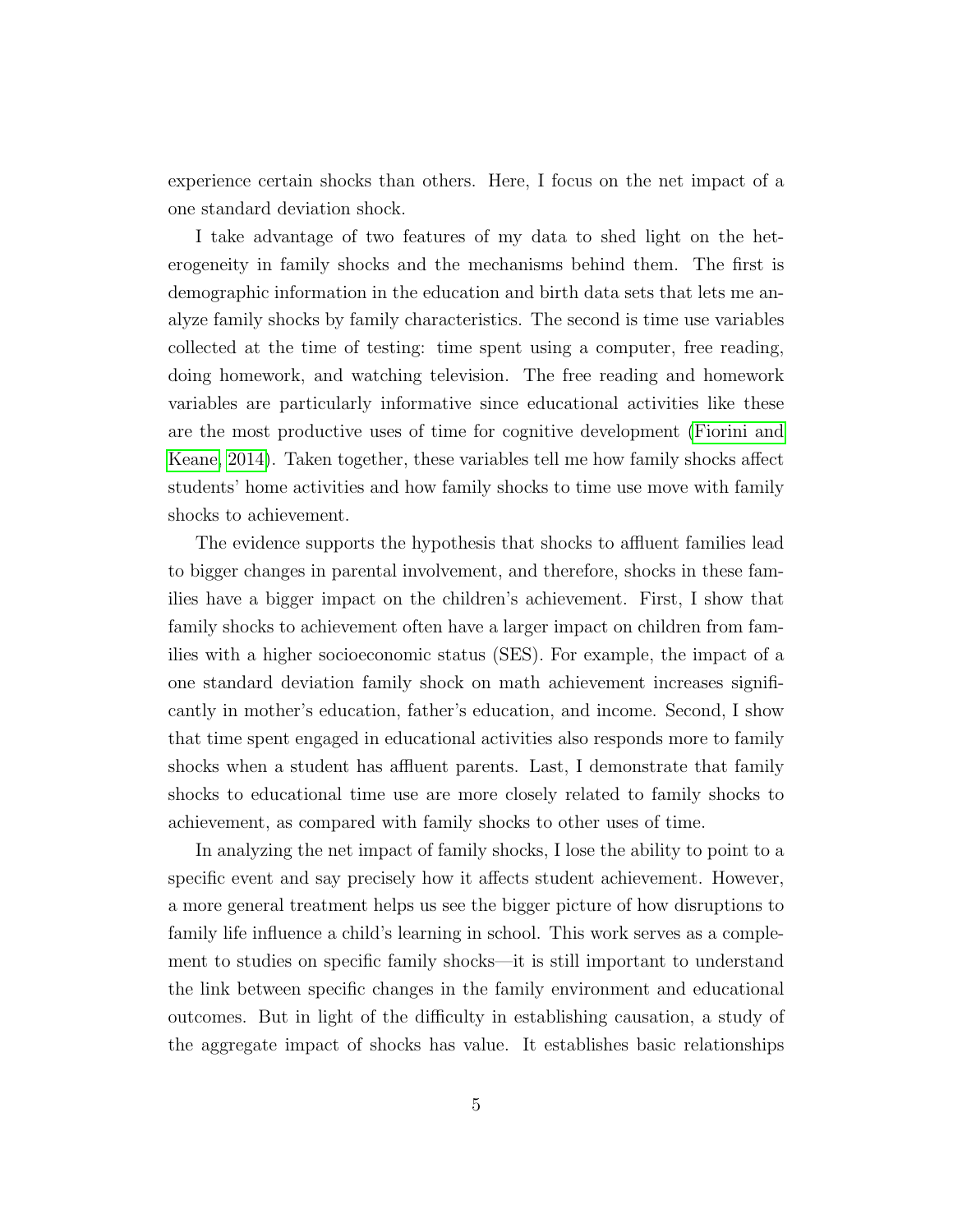experience certain shocks than others. Here, I focus on the net impact of a one standard deviation shock.

I take advantage of two features of my data to shed light on the heterogeneity in family shocks and the mechanisms behind them. The first is demographic information in the education and birth data sets that lets me analyze family shocks by family characteristics. The second is time use variables collected at the time of testing: time spent using a computer, free reading, doing homework, and watching television. The free reading and homework variables are particularly informative since educational activities like these are the most productive uses of time for cognitive development (Fiorini and Keane, 2014). Taken together, these variables tell me how family shocks affect students' home activities and how family shocks to time use move with family shocks to achievement.

The evidence supports the hypothesis that shocks to affluent families lead to bigger changes in parental involvement, and therefore, shocks in these families have a bigger impact on the children's achievement. First, I show that family shocks to achievement often have a larger impact on children from families with a higher socioeconomic status (SES). For example, the impact of a one standard deviation family shock on math achievement increases significantly in mother's education, father's education, and income. Second, I show that time spent engaged in educational activities also responds more to family shocks when a student has affluent parents. Last, I demonstrate that family shocks to educational time use are more closely related to family shocks to achievement, as compared with family shocks to other uses of time.

In analyzing the net impact of family shocks, I lose the ability to point to a specific event and say precisely how it affects student achievement. However, a more general treatment helps us see the bigger picture of how disruptions to family life influence a child's learning in school. This work serves as a complement to studies on specific family shocks—it is still important to understand the link between specific changes in the family environment and educational outcomes. But in light of the difficulty in establishing causation, a study of the aggregate impact of shocks has value. It establishes basic relationships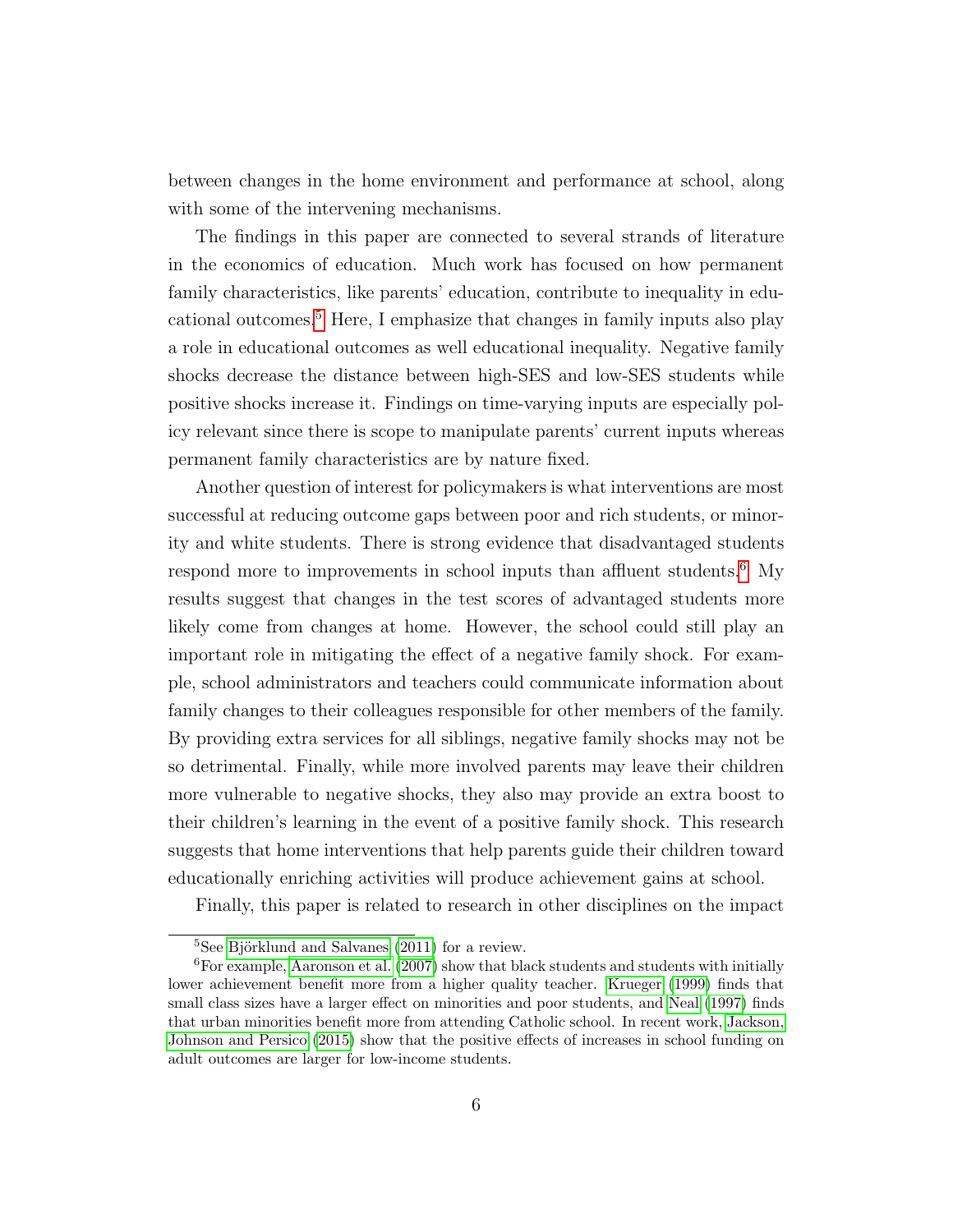between changes in the home environment and performance at school, along with some of the intervening mechanisms.

The findings in this paper are connected to several strands of literature in the economics of education. Much work has focused on how permanent family characteristics, like parents' education, contribute to inequality in educational outcomes.[5] Here, I emphasize that changes in family inputs also play a role in educational outcomes as well educational inequality. Negative family shocks decrease the distance between high-SES and low-SES students while positive shocks increase it. Findings on time-varying inputs are especially policy relevant since there is scope to manipulate parents' current inputs whereas permanent family characteristics are by nature fixed.

Another question of interest for policymakers is what interventions are most successful at reducing outcome gaps between poor and rich students, or minority and white students. There is strong evidence that disadvantaged students respond more to improvements in school inputs than affluent students.[6] My results suggest that changes in the test scores of advantaged students more likely come from changes at home. However, the school could still play an important role in mitigating the effect of a negative family shock. For example, school administrators and teachers could communicate information about family changes to their colleagues responsible for other members of the family. By providing extra services for all siblings, negative family shocks may not be so detrimental. Finally, while more involved parents may leave their children more vulnerable to negative shocks, they also may provide an extra boost to their children's learning in the event of a positive family shock. This research suggests that home interventions that help parents guide their children toward educationally enriching activities will produce achievement gains at school.

Finally, this paper is related to research in other disciplines on the impact

[5] See Björklund and Salvanes (2011) for a review.

[6] For example, Aaronson et al. (2007) show that black students and students with initially lower achievement benefit more from a higher quality teacher. Krueger (1999) finds that small class sizes have a larger effect on minorities and poor students, and Neal (1997) finds that urban minorities benefit more from attending Catholic school. In recent work, Jackson, Johnson and Persico (2015) show that the positive effects of increases in school funding on adult outcomes are larger for low-income students.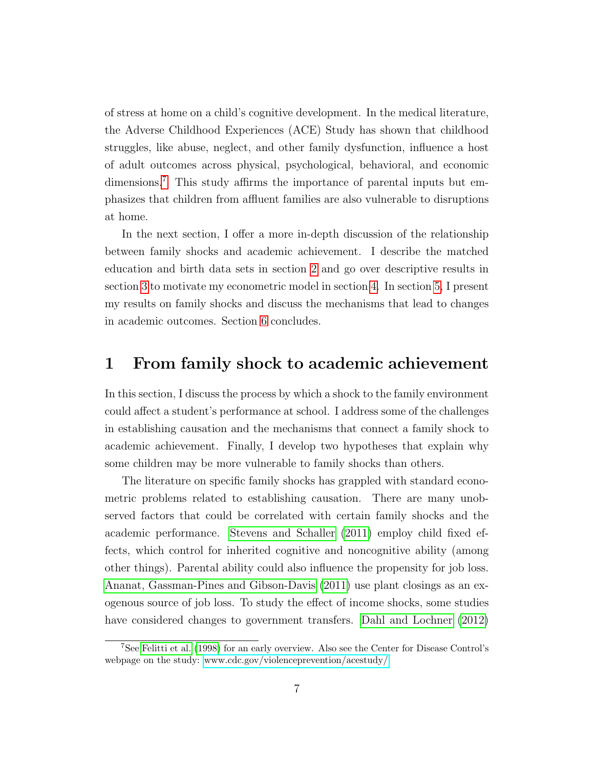of stress at home on a child's cognitive development. In the medical literature, the Adverse Childhood Experiences (ACE) Study has shown that childhood struggles, like abuse, neglect, and other family dysfunction, influence a host of adult outcomes across physical, psychological, behavioral, and economic dimensions.[7] This study affirms the importance of parental inputs but emphasizes that children from affluent families are also vulnerable to disruptions at home.

In the next section, I offer a more in-depth discussion of the relationship between family shocks and academic achievement. I describe the matched education and birth data sets in section 2 and go over descriptive results in section 3 to motivate my econometric model in section 4. In section 5, I present my results on family shocks and discuss the mechanisms that lead to changes in academic outcomes. Section 6 concludes.

# 1 From family shock to academic achievement

In this section, I discuss the process by which a shock to the family environment could affect a student's performance at school. I address some of the challenges in establishing causation and the mechanisms that connect a family shock to academic achievement. Finally, I develop two hypotheses that explain why some children may be more vulnerable to family shocks than others.

The literature on specific family shocks has grappled with standard econometric problems related to establishing causation. There are many unobserved factors that could be correlated with certain family shocks and the academic performance. Stevens and Schaller (2011) employ child fixed effects, which control for inherited cognitive and noncognitive ability (among other things). Parental ability could also influence the propensity for job loss. Ananat, Gassman-Pines and Gibson-Davis (2011) use plant closings as an exogenous source of job loss. To study the effect of income shocks, some studies have considered changes to government transfers. Dahl and Lochner (2012)

[7] See Felitti et al. (1998) for an early overview. Also see the Center for Disease Control's webpage on the study: www.cdc.gov/violenceprevention/acestudy/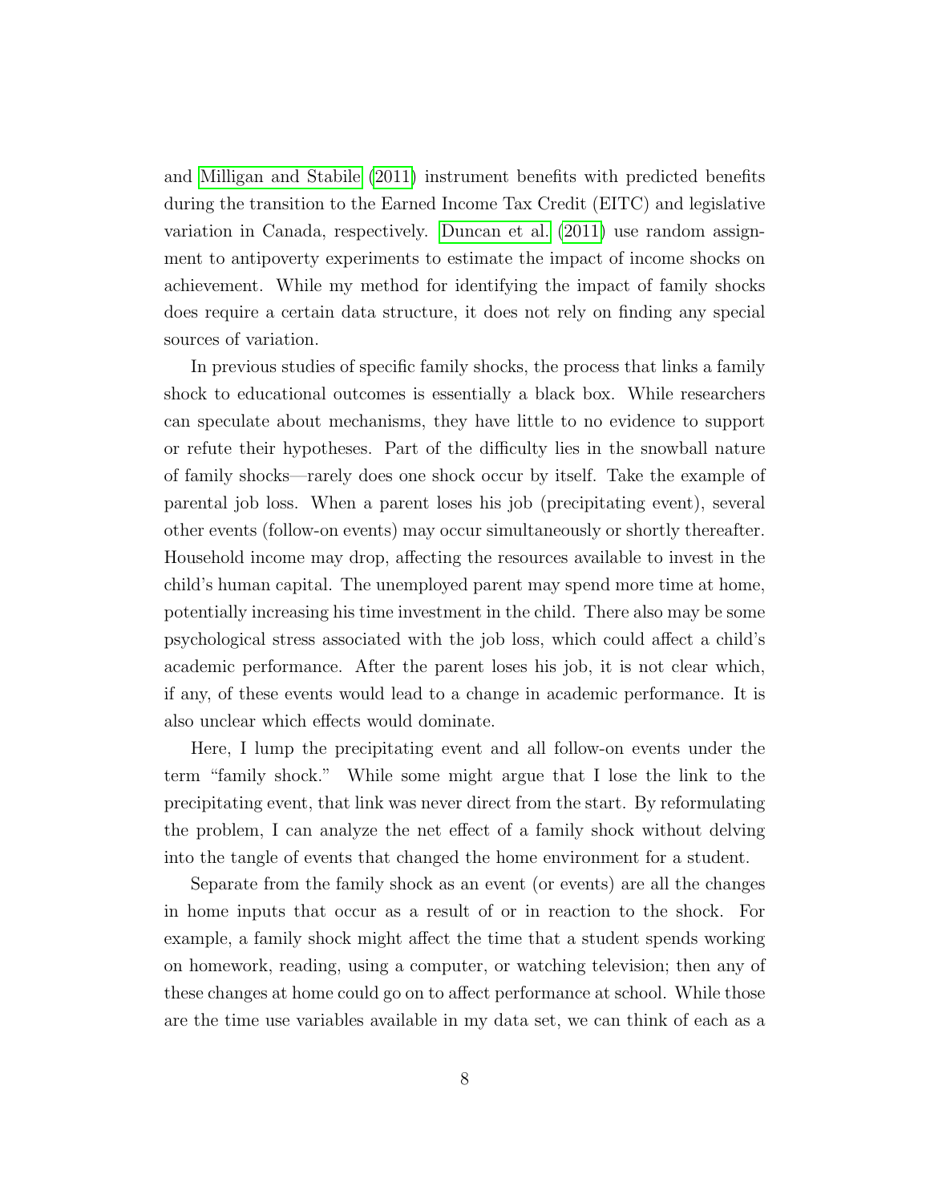and Milligan and Stabile (2011) instrument benefits with predicted benefits during the transition to the Earned Income Tax Credit (EITC) and legislative variation in Canada, respectively. Duncan et al. (2011) use random assignment to antipoverty experiments to estimate the impact of income shocks on achievement. While my method for identifying the impact of family shocks does require a certain data structure, it does not rely on finding any special sources of variation.

In previous studies of specific family shocks, the process that links a family shock to educational outcomes is essentially a black box. While researchers can speculate about mechanisms, they have little to no evidence to support or refute their hypotheses. Part of the difficulty lies in the snowball nature of family shocks—rarely does one shock occur by itself. Take the example of parental job loss. When a parent loses his job (precipitating event), several other events (follow-on events) may occur simultaneously or shortly thereafter. Household income may drop, affecting the resources available to invest in the child's human capital. The unemployed parent may spend more time at home, potentially increasing his time investment in the child. There also may be some psychological stress associated with the job loss, which could affect a child's academic performance. After the parent loses his job, it is not clear which, if any, of these events would lead to a change in academic performance. It is also unclear which effects would dominate.

Here, I lump the precipitating event and all follow-on events under the term "family shock." While some might argue that I lose the link to the precipitating event, that link was never direct from the start. By reformulating the problem, I can analyze the net effect of a family shock without delving into the tangle of events that changed the home environment for a student.

Separate from the family shock as an event (or events) are all the changes in home inputs that occur as a result of or in reaction to the shock. For example, a family shock might affect the time that a student spends working on homework, reading, using a computer, or watching television; then any of these changes at home could go on to affect performance at school. While those are the time use variables available in my data set, we can think of each as a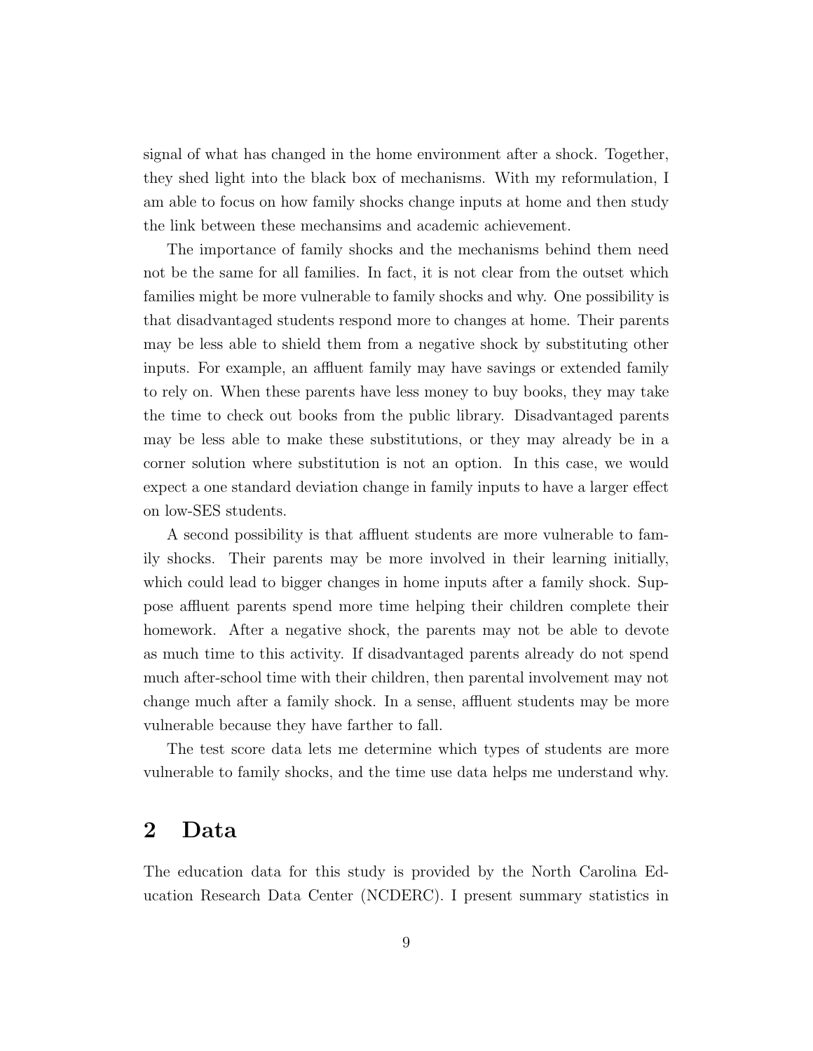signal of what has changed in the home environment after a shock. Together, they shed light into the black box of mechanisms. With my reformulation, I am able to focus on how family shocks change inputs at home and then study the link between these mechansims and academic achievement.

The importance of family shocks and the mechanisms behind them need not be the same for all families. In fact, it is not clear from the outset which families might be more vulnerable to family shocks and why. One possibility is that disadvantaged students respond more to changes at home. Their parents may be less able to shield them from a negative shock by substituting other inputs. For example, an affluent family may have savings or extended family to rely on. When these parents have less money to buy books, they may take the time to check out books from the public library. Disadvantaged parents may be less able to make these substitutions, or they may already be in a corner solution where substitution is not an option. In this case, we would expect a one standard deviation change in family inputs to have a larger effect on low-SES students.

A second possibility is that affluent students are more vulnerable to family shocks. Their parents may be more involved in their learning initially, which could lead to bigger changes in home inputs after a family shock. Suppose affluent parents spend more time helping their children complete their homework. After a negative shock, the parents may not be able to devote as much time to this activity. If disadvantaged parents already do not spend much after-school time with their children, then parental involvement may not change much after a family shock. In a sense, affluent students may be more vulnerable because they have farther to fall.

The test score data lets me determine which types of students are more vulnerable to family shocks, and the time use data helps me understand why.

# 2 Data

The education data for this study is provided by the North Carolina Education Research Data Center (NCDERC). I present summary statistics in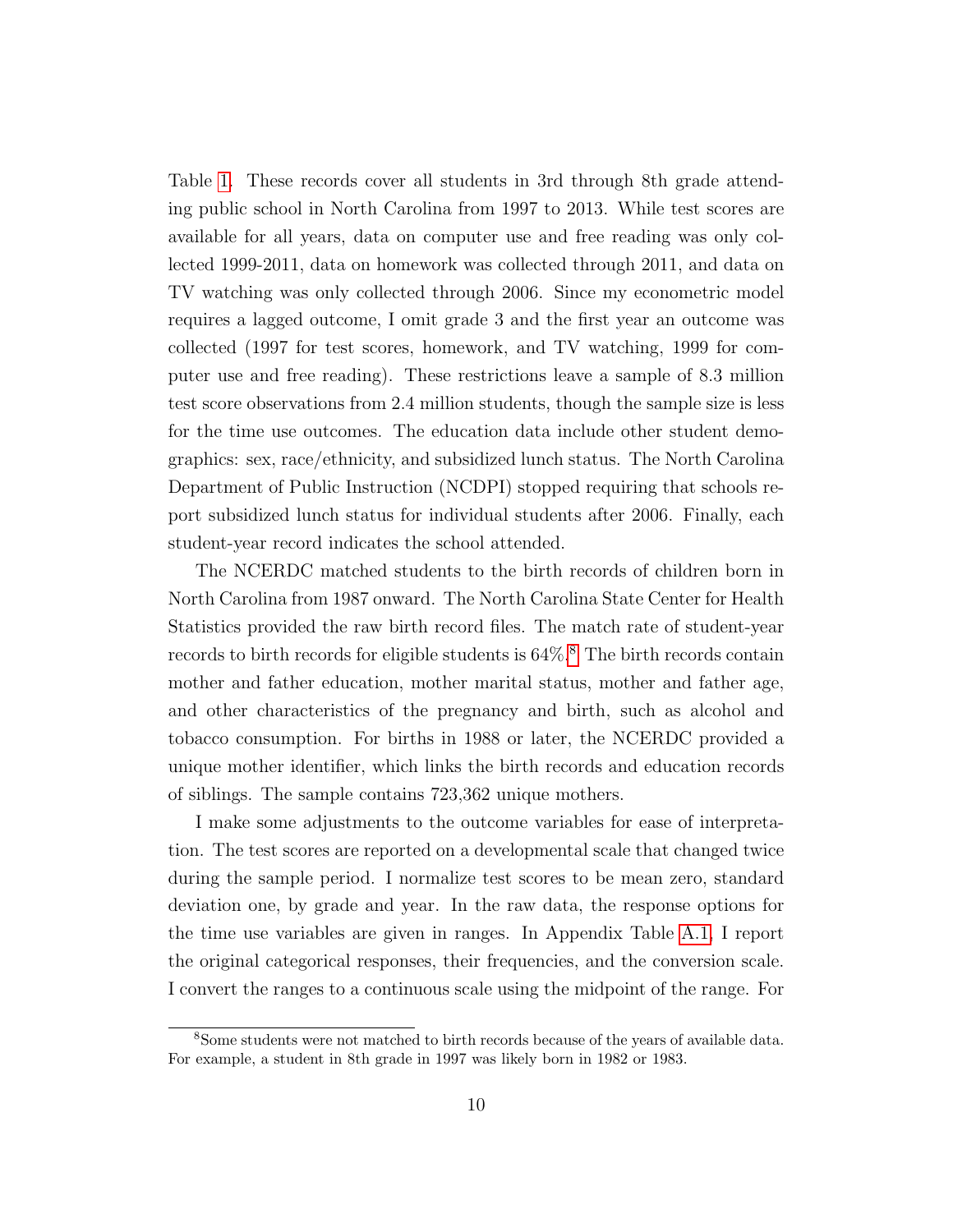Table 1. These records cover all students in 3rd through 8th grade attending public school in North Carolina from 1997 to 2013. While test scores are available for all years, data on computer use and free reading was only collected 1999-2011, data on homework was collected through 2011, and data on TV watching was only collected through 2006. Since my econometric model requires a lagged outcome, I omit grade 3 and the first year an outcome was collected (1997 for test scores, homework, and TV watching, 1999 for computer use and free reading). These restrictions leave a sample of 8.3 million test score observations from 2.4 million students, though the sample size is less for the time use outcomes. The education data include other student demographics: sex, race/ethnicity, and subsidized lunch status. The North Carolina Department of Public Instruction (NCDPI) stopped requiring that schools report subsidized lunch status for individual students after 2006. Finally, each student-year record indicates the school attended.

The NCERDC matched students to the birth records of children born in North Carolina from 1987 onward. The North Carolina State Center for Health Statistics provided the raw birth record files. The match rate of student-year records to birth records for eligible students is 64%.[8] The birth records contain mother and father education, mother marital status, mother and father age, and other characteristics of the pregnancy and birth, such as alcohol and tobacco consumption. For births in 1988 or later, the NCERDC provided a unique mother identifier, which links the birth records and education records of siblings. The sample contains 723,362 unique mothers.

I make some adjustments to the outcome variables for ease of interpretation. The test scores are reported on a developmental scale that changed twice during the sample period. I normalize test scores to be mean zero, standard deviation one, by grade and year. In the raw data, the response options for the time use variables are given in ranges. In Appendix Table A.1, I report the original categorical responses, their frequencies, and the conversion scale. I convert the ranges to a continuous scale using the midpoint of the range. For

[8] Some students were not matched to birth records because of the years of available data. For example, a student in 8th grade in 1997 was likely born in 1982 or 1983.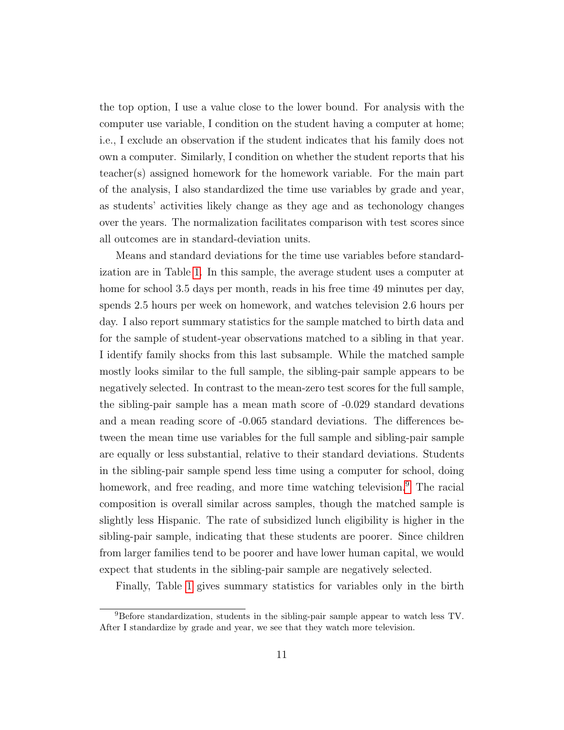the top option, I use a value close to the lower bound. For analysis with the computer use variable, I condition on the student having a computer at home; i.e., I exclude an observation if the student indicates that his family does not own a computer. Similarly, I condition on whether the student reports that his teacher(s) assigned homework for the homework variable. For the main part of the analysis, I also standardized the time use variables by grade and year, as students' activities likely change as they age and as techonology changes over the years. The normalization facilitates comparison with test scores since all outcomes are in standard-deviation units.

Means and standard deviations for the time use variables before standardization are in Table 1. In this sample, the average student uses a computer at home for school 3.5 days per month, reads in his free time 49 minutes per day, spends 2.5 hours per week on homework, and watches television 2.6 hours per day. I also report summary statistics for the sample matched to birth data and for the sample of student-year observations matched to a sibling in that year. I identify family shocks from this last subsample. While the matched sample mostly looks similar to the full sample, the sibling-pair sample appears to be negatively selected. In contrast to the mean-zero test scores for the full sample, the sibling-pair sample has a mean math score of -0.029 standard devations and a mean reading score of -0.065 standard deviations. The differences between the mean time use variables for the full sample and sibling-pair sample are equally or less substantial, relative to their standard deviations. Students in the sibling-pair sample spend less time using a computer for school, doing homework, and free reading, and more time watching television.[9] The racial composition is overall similar across samples, though the matched sample is slightly less Hispanic. The rate of subsidized lunch eligibility is higher in the sibling-pair sample, indicating that these students are poorer. Since children from larger families tend to be poorer and have lower human capital, we would expect that students in the sibling-pair sample are negatively selected.

Finally, Table 1 gives summary statistics for variables only in the birth

[9]Before standardization, students in the sibling-pair sample appear to watch less TV. After I standardize by grade and year, we see that they watch more television.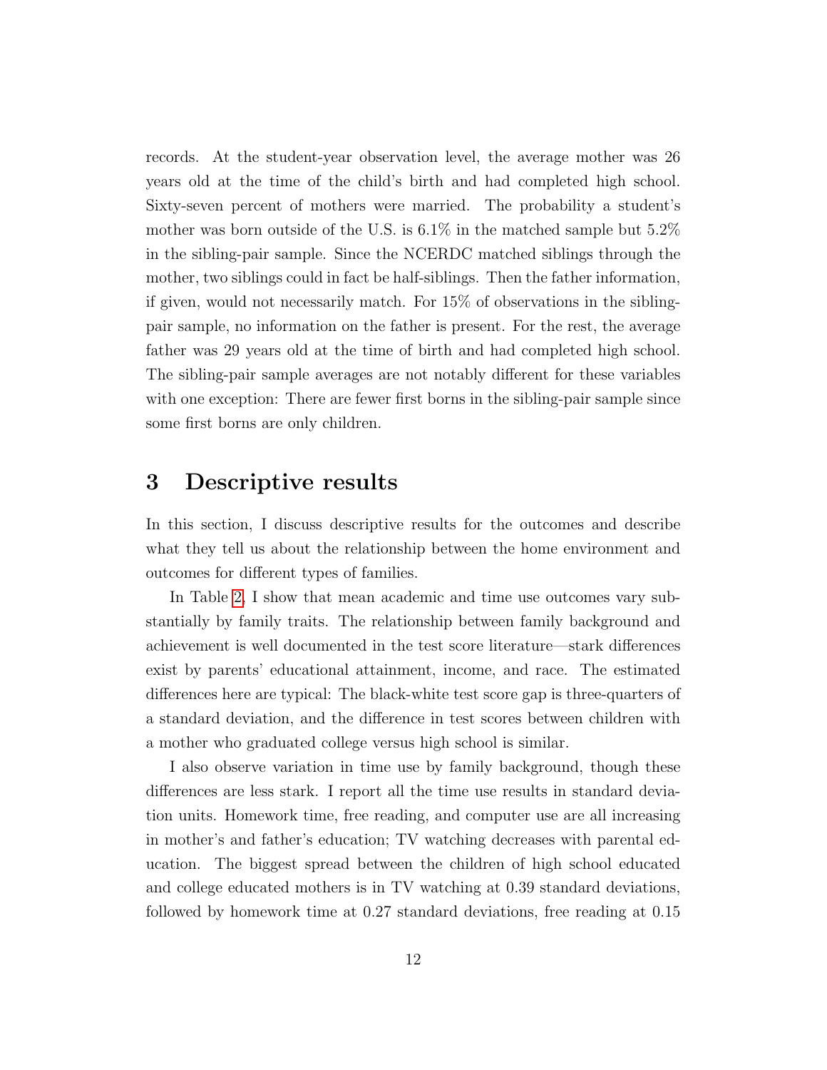records. At the student-year observation level, the average mother was 26 years old at the time of the child's birth and had completed high school. Sixty-seven percent of mothers were married. The probability a student's mother was born outside of the U.S. is 6.1% in the matched sample but 5.2% in the sibling-pair sample. Since the NCERDC matched siblings through the mother, two siblings could in fact be half-siblings. Then the father information, if given, would not necessarily match. For 15% of observations in the sibling-pair sample, no information on the father is present. For the rest, the average father was 29 years old at the time of birth and had completed high school. The sibling-pair sample averages are not notably different for these variables with one exception: There are fewer first borns in the sibling-pair sample since some first borns are only children.

# 3 Descriptive results

In this section, I discuss descriptive results for the outcomes and describe what they tell us about the relationship between the home environment and outcomes for different types of families.

In Table 2, I show that mean academic and time use outcomes vary substantially by family traits. The relationship between family background and achievement is well documented in the test score literature—stark differences exist by parents' educational attainment, income, and race. The estimated differences here are typical: The black-white test score gap is three-quarters of a standard deviation, and the difference in test scores between children with a mother who graduated college versus high school is similar.

I also observe variation in time use by family background, though these differences are less stark. I report all the time use results in standard deviation units. Homework time, free reading, and computer use are all increasing in mother's and father's education; TV watching decreases with parental education. The biggest spread between the children of high school educated and college educated mothers is in TV watching at 0.39 standard deviations, followed by homework time at 0.27 standard deviations, free reading at 0.15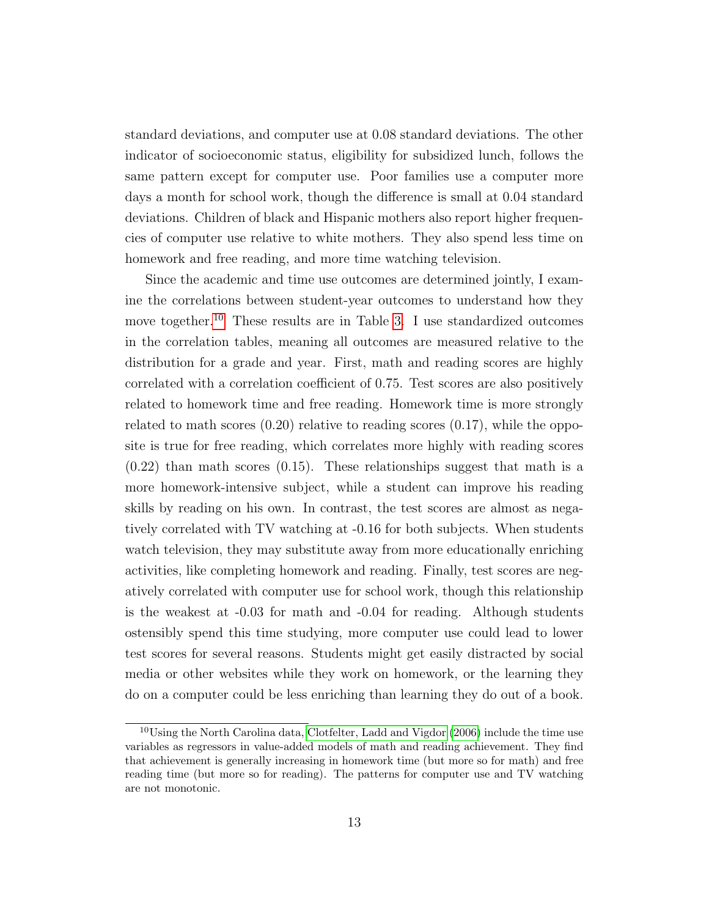standard deviations, and computer use at 0.08 standard deviations. The other indicator of socioeconomic status, eligibility for subsidized lunch, follows the same pattern except for computer use. Poor families use a computer more days a month for school work, though the difference is small at 0.04 standard deviations. Children of black and Hispanic mothers also report higher frequencies of computer use relative to white mothers. They also spend less time on homework and free reading, and more time watching television.

Since the academic and time use outcomes are determined jointly, I examine the correlations between student-year outcomes to understand how they move together.[10] These results are in Table 3. I use standardized outcomes in the correlation tables, meaning all outcomes are measured relative to the distribution for a grade and year. First, math and reading scores are highly correlated with a correlation coefficient of 0.75. Test scores are also positively related to homework time and free reading. Homework time is more strongly related to math scores (0.20) relative to reading scores (0.17), while the opposite is true for free reading, which correlates more highly with reading scores (0.22) than math scores (0.15). These relationships suggest that math is a more homework-intensive subject, while a student can improve his reading skills by reading on his own. In contrast, the test scores are almost as negatively correlated with TV watching at -0.16 for both subjects. When students watch television, they may substitute away from more educationally enriching activities, like completing homework and reading. Finally, test scores are negatively correlated with computer use for school work, though this relationship is the weakest at -0.03 for math and -0.04 for reading. Although students ostensibly spend this time studying, more computer use could lead to lower test scores for several reasons. Students might get easily distracted by social media or other websites while they work on homework, or the learning they do on a computer could be less enriching than learning they do out of a book.

[10] Using the North Carolina data, Clotfelter, Ladd and Vigdor (2006) include the time use variables as regressors in value-added models of math and reading achievement. They find that achievement is generally increasing in homework time (but more so for math) and free reading time (but more so for reading). The patterns for computer use and TV watching are not monotonic.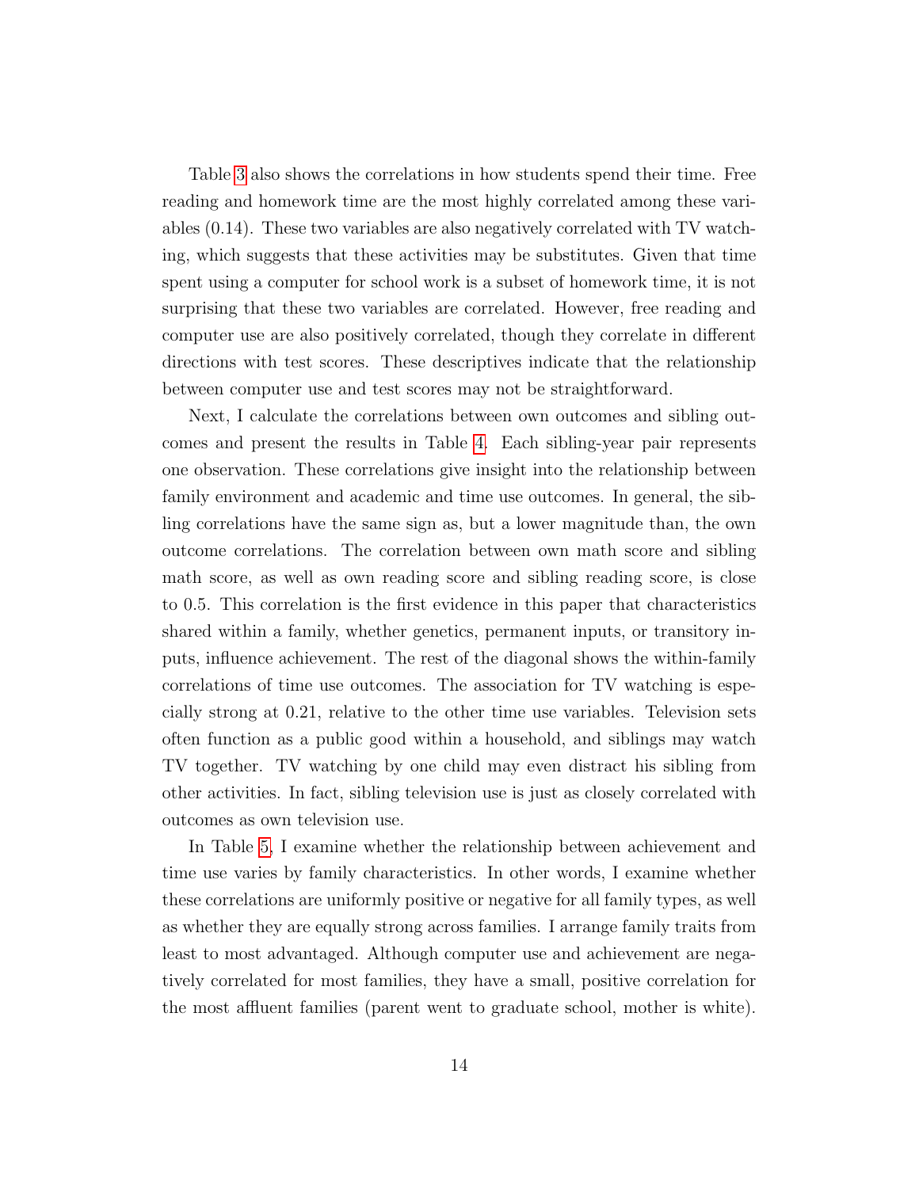Table 3 also shows the correlations in how students spend their time. Free reading and homework time are the most highly correlated among these variables (0.14). These two variables are also negatively correlated with TV watching, which suggests that these activities may be substitutes. Given that time spent using a computer for school work is a subset of homework time, it is not surprising that these two variables are correlated. However, free reading and computer use are also positively correlated, though they correlate in different directions with test scores. These descriptives indicate that the relationship between computer use and test scores may not be straightforward.

Next, I calculate the correlations between own outcomes and sibling outcomes and present the results in Table 4. Each sibling-year pair represents one observation. These correlations give insight into the relationship between family environment and academic and time use outcomes. In general, the sibling correlations have the same sign as, but a lower magnitude than, the own outcome correlations. The correlation between own math score and sibling math score, as well as own reading score and sibling reading score, is close to 0.5. This correlation is the first evidence in this paper that characteristics shared within a family, whether genetics, permanent inputs, or transitory inputs, influence achievement. The rest of the diagonal shows the within-family correlations of time use outcomes. The association for TV watching is especially strong at 0.21, relative to the other time use variables. Television sets often function as a public good within a household, and siblings may watch TV together. TV watching by one child may even distract his sibling from other activities. In fact, sibling television use is just as closely correlated with outcomes as own television use.

In Table 5, I examine whether the relationship between achievement and time use varies by family characteristics. In other words, I examine whether these correlations are uniformly positive or negative for all family types, as well as whether they are equally strong across families. I arrange family traits from least to most advantaged. Although computer use and achievement are negatively correlated for most families, they have a small, positive correlation for the most affluent families (parent went to graduate school, mother is white).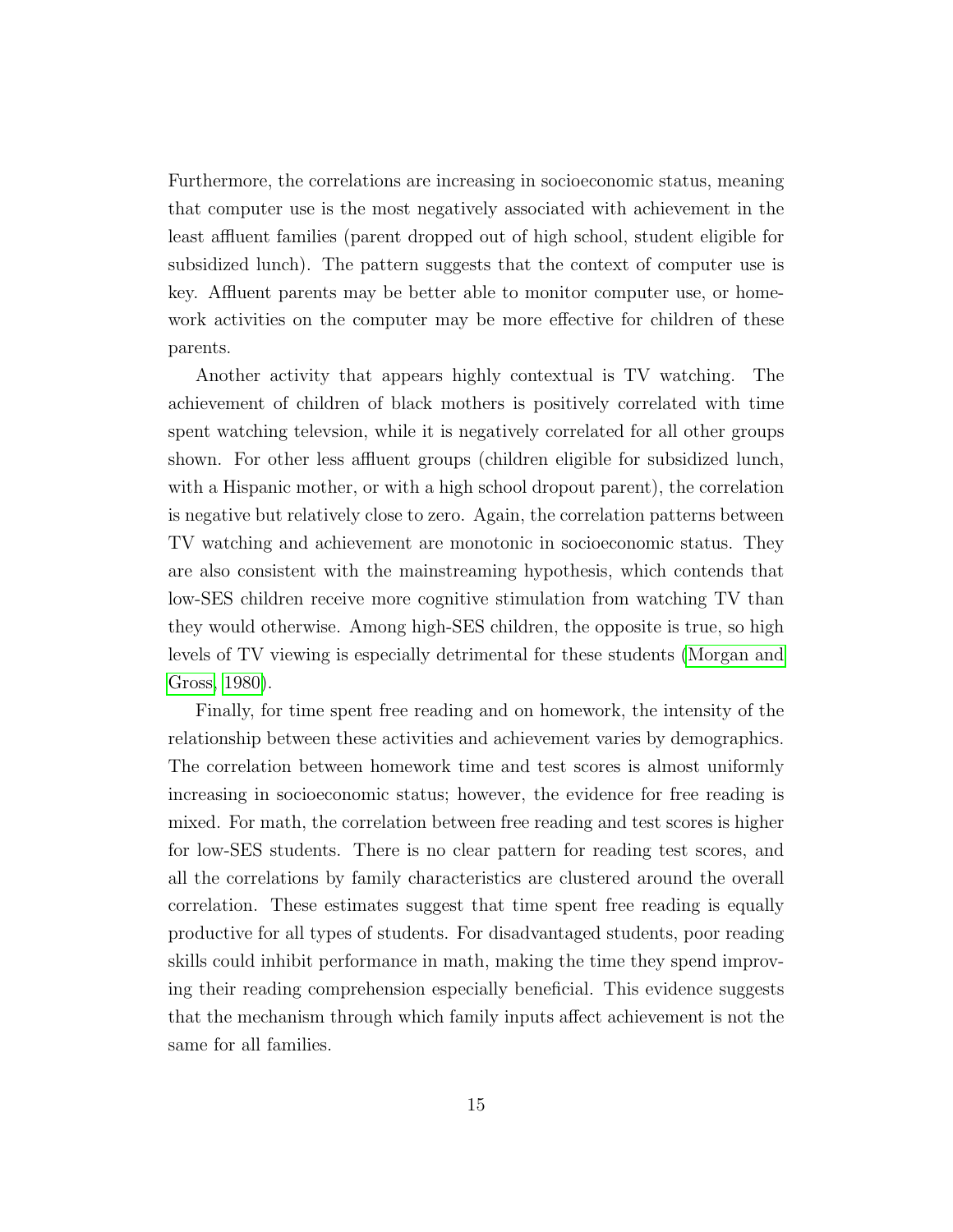Furthermore, the correlations are increasing in socioeconomic status, meaning that computer use is the most negatively associated with achievement in the least affluent families (parent dropped out of high school, student eligible for subsidized lunch). The pattern suggests that the context of computer use is key. Affluent parents may be better able to monitor computer use, or homework activities on the computer may be more effective for children of these parents.

Another activity that appears highly contextual is TV watching. The achievement of children of black mothers is positively correlated with time spent watching televsion, while it is negatively correlated for all other groups shown. For other less affluent groups (children eligible for subsidized lunch, with a Hispanic mother, or with a high school dropout parent), the correlation is negative but relatively close to zero. Again, the correlation patterns between TV watching and achievement are monotonic in socioeconomic status. They are also consistent with the mainstreaming hypothesis, which contends that low-SES children receive more cognitive stimulation from watching TV than they would otherwise. Among high-SES children, the opposite is true, so high levels of TV viewing is especially detrimental for these students (Morgan and Gross, 1980).

Finally, for time spent free reading and on homework, the intensity of the relationship between these activities and achievement varies by demographics. The correlation between homework time and test scores is almost uniformly increasing in socioeconomic status; however, the evidence for free reading is mixed. For math, the correlation between free reading and test scores is higher for low-SES students. There is no clear pattern for reading test scores, and all the correlations by family characteristics are clustered around the overall correlation. These estimates suggest that time spent free reading is equally productive for all types of students. For disadvantaged students, poor reading skills could inhibit performance in math, making the time they spend improving their reading comprehension especially beneficial. This evidence suggests that the mechanism through which family inputs affect achievement is not the same for all families.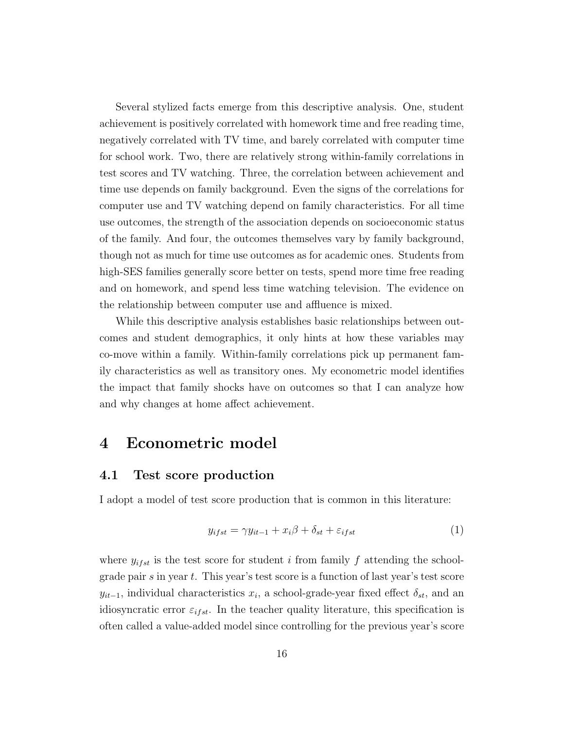Several stylized facts emerge from this descriptive analysis. One, student achievement is positively correlated with homework time and free reading time, negatively correlated with TV time, and barely correlated with computer time for school work. Two, there are relatively strong within-family correlations in test scores and TV watching. Three, the correlation between achievement and time use depends on family background. Even the signs of the correlations for computer use and TV watching depend on family characteristics. For all time use outcomes, the strength of the association depends on socioeconomic status of the family. And four, the outcomes themselves vary by family background, though not as much for time use outcomes as for academic ones. Students from high-SES families generally score better on tests, spend more time free reading and on homework, and spend less time watching television. The evidence on the relationship between computer use and affluence is mixed.

While this descriptive analysis establishes basic relationships between outcomes and student demographics, it only hints at how these variables may co-move within a family. Within-family correlations pick up permanent family characteristics as well as transitory ones. My econometric model identifies the impact that family shocks have on outcomes so that I can analyze how and why changes at home affect achievement.

# 4 Econometric model

## 4.1 Test score production

I adopt a model of test score production that is common in this literature:

$$y_{ifst} = \gamma y_{it-1} + x_i \beta + \delta_{st} + \varepsilon_{ifst} \tag{1}$$

where $y_{ifst}$ is the test score for student $i$ from family $f$ attending the school-grade pair $s$ in year $t$. This year's test score is a function of last year's test score $y_{it-1}$, individual characteristics $x_i$, a school-grade-year fixed effect $\delta_{st}$, and an idiosyncratic error $\varepsilon_{ifst}$. In the teacher quality literature, this specification is often called a value-added model since controlling for the previous year's score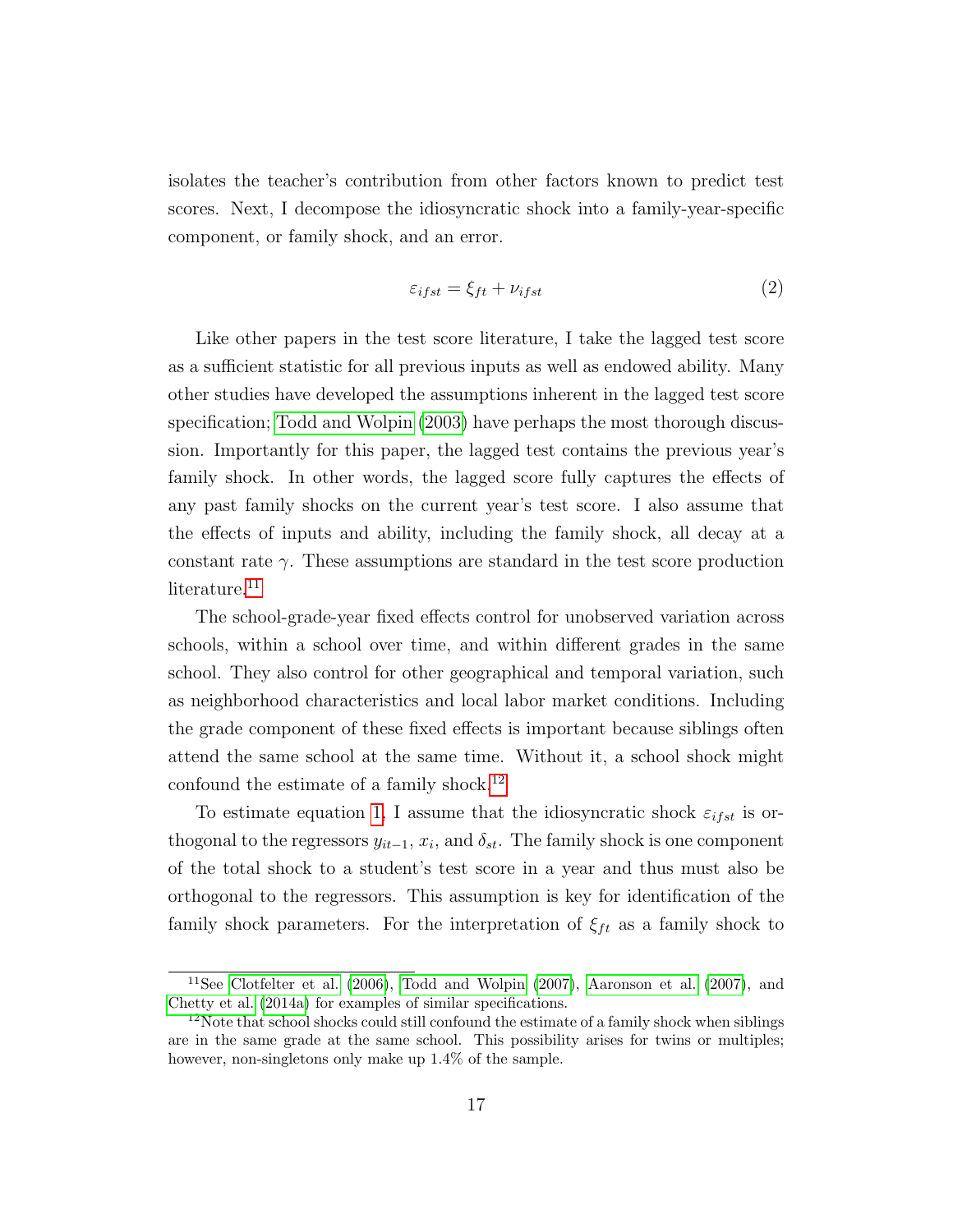isolates the teacher's contribution from other factors known to predict test scores. Next, I decompose the idiosyncratic shock into a family-year-specific component, or family shock, and an error.

$$\varepsilon_{ifst} = \xi_{ft} + \nu_{ifst} \tag{2}$$

Like other papers in the test score literature, I take the lagged test score as a sufficient statistic for all previous inputs as well as endowed ability. Many other studies have developed the assumptions inherent in the lagged test score specification; Todd and Wolpin (2003) have perhaps the most thorough discussion. Importantly for this paper, the lagged test contains the previous year's family shock. In other words, the lagged score fully captures the effects of any past family shocks on the current year's test score. I also assume that the effects of inputs and ability, including the family shock, all decay at a constant rate $\gamma$. These assumptions are standard in the test score production literature.[11]

The school-grade-year fixed effects control for unobserved variation across schools, within a school over time, and within different grades in the same school. They also control for other geographical and temporal variation, such as neighborhood characteristics and local labor market conditions. Including the grade component of these fixed effects is important because siblings often attend the same school at the same time. Without it, a school shock might confound the estimate of a family shock.[12]

To estimate equation 1, I assume that the idiosyncratic shock $\varepsilon_{ifst}$ is orthogonal to the regressors $y_{it-1}$, $x_i$, and $\delta_{st}$. The family shock is one component of the total shock to a student's test score in a year and thus must also be orthogonal to the regressors. This assumption is key for identification of the family shock parameters. For the interpretation of $\xi_{ft}$ as a family shock to

[11] See Clotfelter et al. (2006), Todd and Wolpin (2007), Aaronson et al. (2007), and Chetty et al. (2014a) for examples of similar specifications.

[12] Note that school shocks could still confound the estimate of a family shock when siblings are in the same grade at the same school. This possibility arises for twins or multiples; however, non-singletons only make up 1.4% of the sample.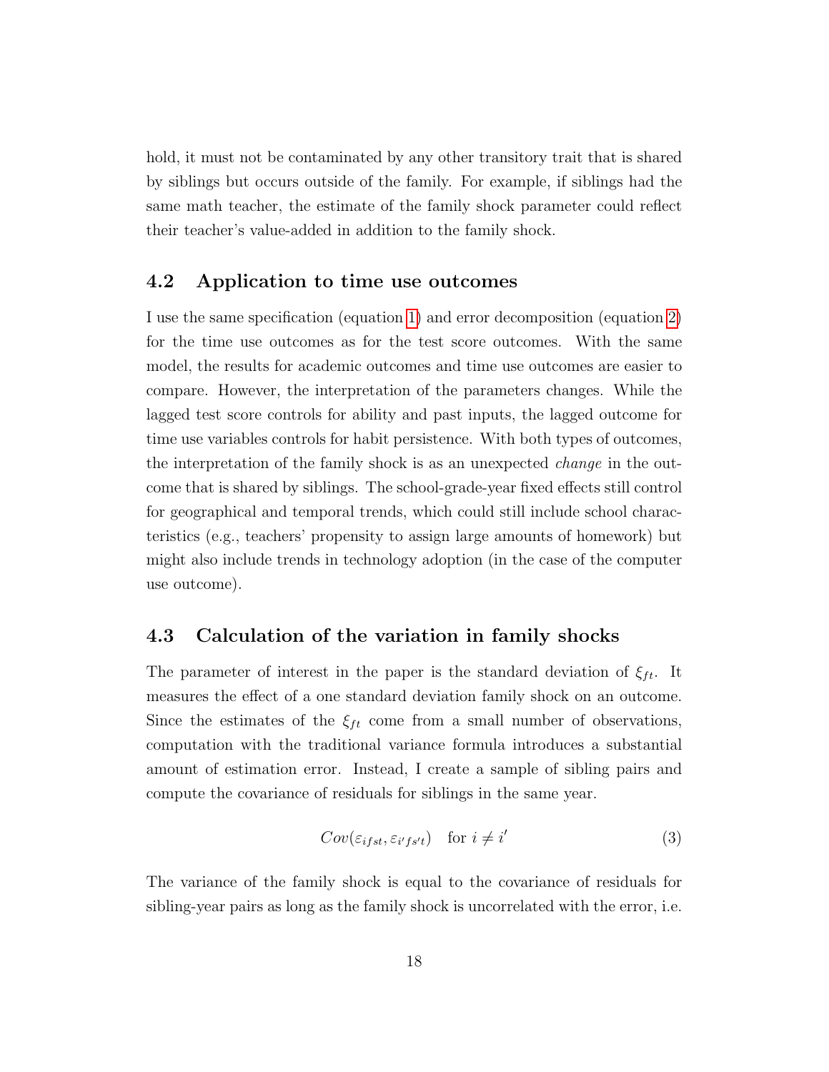hold, it must not be contaminated by any other transitory trait that is shared by siblings but occurs outside of the family. For example, if siblings had the same math teacher, the estimate of the family shock parameter could reflect their teacher's value-added in addition to the family shock.

### 4.2 Application to time use outcomes

I use the same specification (equation 1) and error decomposition (equation 2) for the time use outcomes as for the test score outcomes. With the same model, the results for academic outcomes and time use outcomes are easier to compare. However, the interpretation of the parameters changes. While the lagged test score controls for ability and past inputs, the lagged outcome for time use variables controls for habit persistence. With both types of outcomes, the interpretation of the family shock is as an unexpected *change* in the outcome that is shared by siblings. The school-grade-year fixed effects still control for geographical and temporal trends, which could still include school characteristics (e.g., teachers' propensity to assign large amounts of homework) but might also include trends in technology adoption (in the case of the computer use outcome).

### 4.3 Calculation of the variation in family shocks

The parameter of interest in the paper is the standard deviation of $\xi_{ft}$. It measures the effect of a one standard deviation family shock on an outcome. Since the estimates of the $\xi_{ft}$ come from a small number of observations, computation with the traditional variance formula introduces a substantial amount of estimation error. Instead, I create a sample of sibling pairs and compute the covariance of residuals for siblings in the same year.

$$Cov(\varepsilon_{ifst}, \varepsilon_{i'fs't}) \quad \text{for } i \neq i' \tag{3}$$

The variance of the family shock is equal to the covariance of residuals for sibling-year pairs as long as the family shock is uncorrelated with the error, i.e.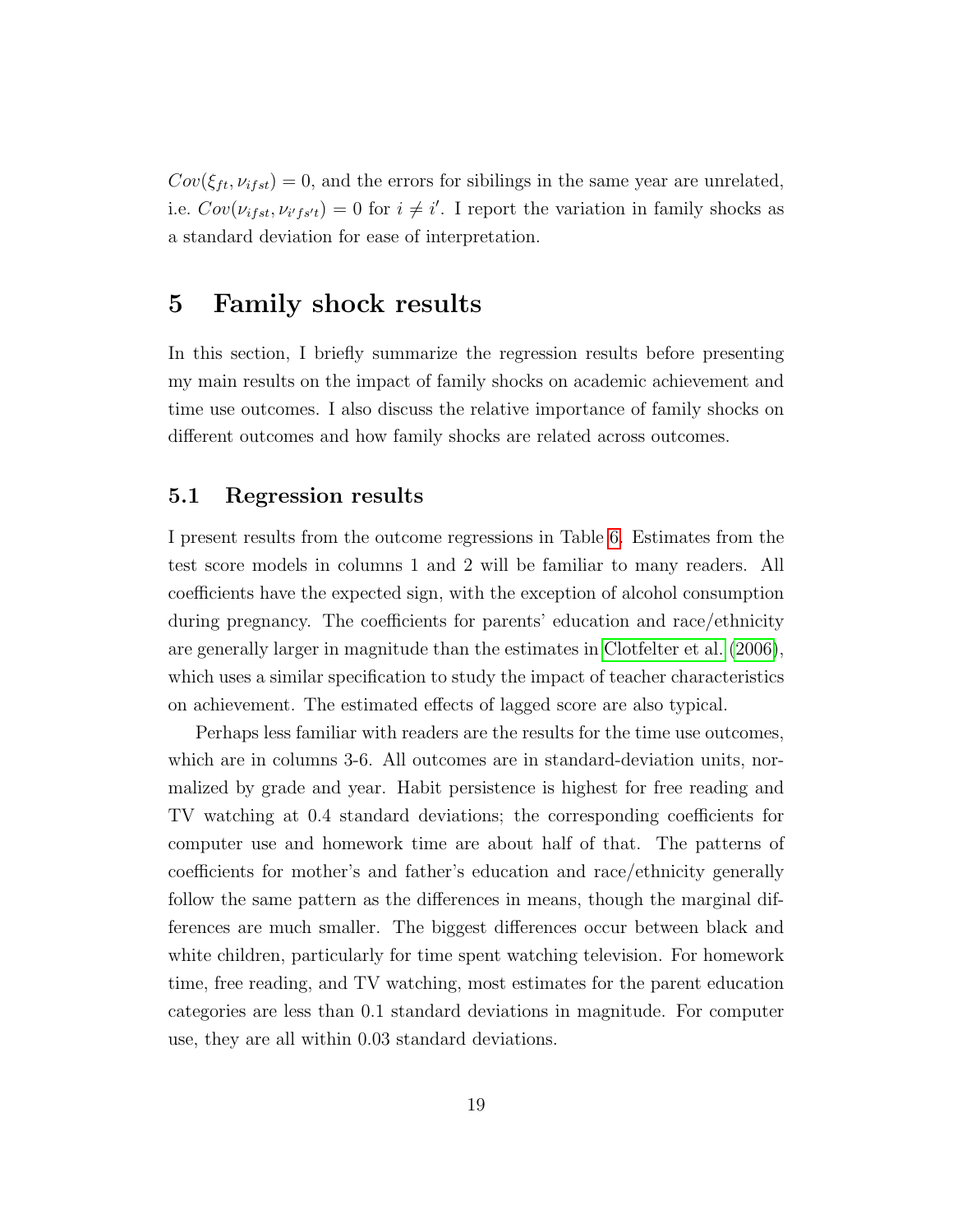$Cov(\xi_{ft}, \nu_{ifst}) = 0$, and the errors for sibilings in the same year are unrelated, i.e. $Cov(\nu_{ifst}, \nu_{i'fs't}) = 0$ for $i \neq i'$. I report the variation in family shocks as a standard deviation for ease of interpretation.

# 5 Family shock results

In this section, I briefly summarize the regression results before presenting my main results on the impact of family shocks on academic achievement and time use outcomes. I also discuss the relative importance of family shocks on different outcomes and how family shocks are related across outcomes.

## 5.1 Regression results

I present results from the outcome regressions in Table 6. Estimates from the test score models in columns 1 and 2 will be familiar to many readers. All coefficients have the expected sign, with the exception of alcohol consumption during pregnancy. The coefficients for parents' education and race/ethnicity are generally larger in magnitude than the estimates in Clotfelter et al. (2006), which uses a similar specification to study the impact of teacher characteristics on achievement. The estimated effects of lagged score are also typical.

Perhaps less familiar with readers are the results for the time use outcomes, which are in columns 3-6. All outcomes are in standard-deviation units, normalized by grade and year. Habit persistence is highest for free reading and TV watching at 0.4 standard deviations; the corresponding coefficients for computer use and homework time are about half of that. The patterns of coefficients for mother's and father's education and race/ethnicity generally follow the same pattern as the differences in means, though the marginal differences are much smaller. The biggest differences occur between black and white children, particularly for time spent watching television. For homework time, free reading, and TV watching, most estimates for the parent education categories are less than 0.1 standard deviations in magnitude. For computer use, they are all within 0.03 standard deviations.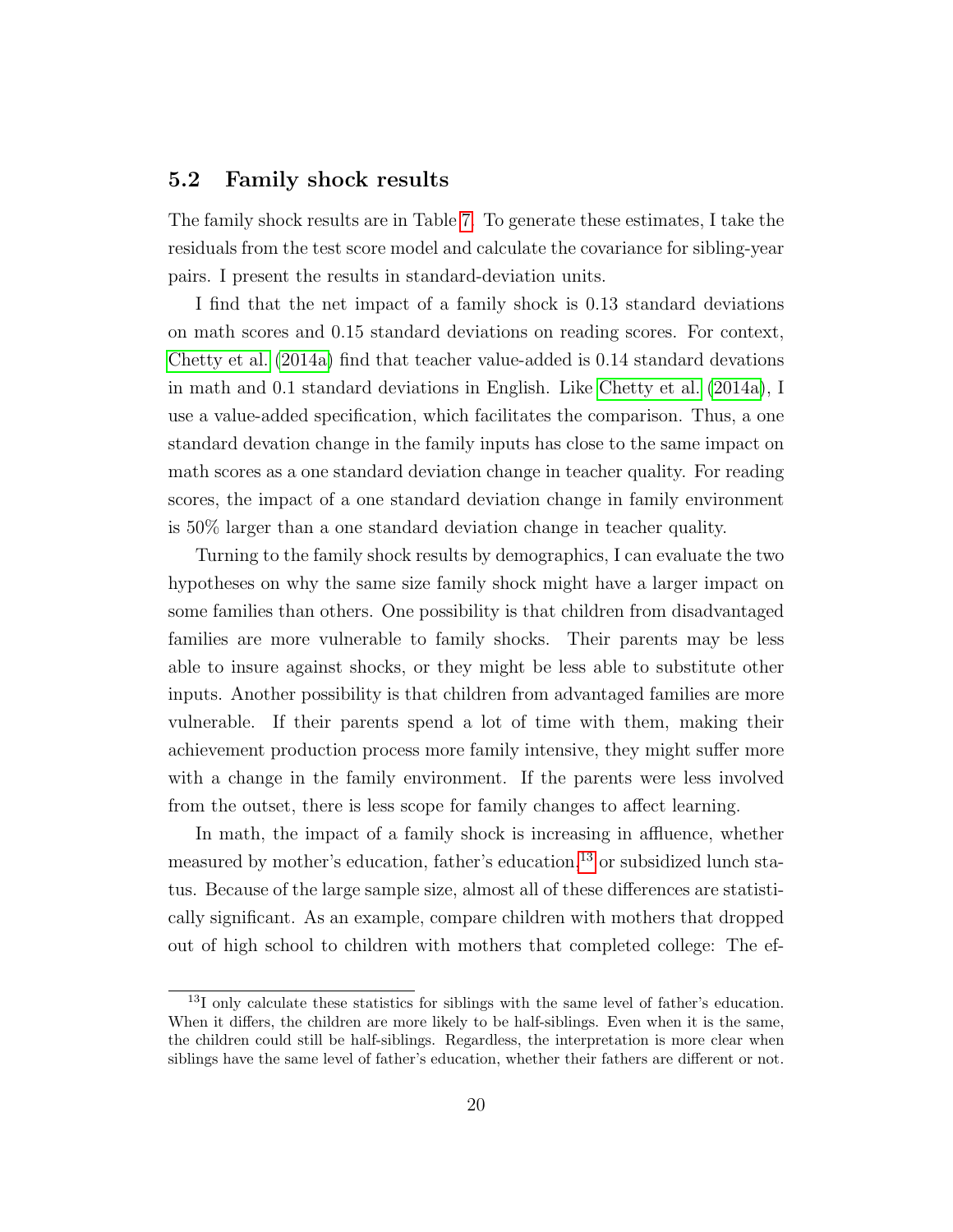## 5.2 Family shock results

The family shock results are in Table 7. To generate these estimates, I take the residuals from the test score model and calculate the covariance for sibling-year pairs. I present the results in standard-deviation units.

I find that the net impact of a family shock is 0.13 standard deviations on math scores and 0.15 standard deviations on reading scores. For context, Chetty et al. (2014a) find that teacher value-added is 0.14 standard devations in math and 0.1 standard deviations in English. Like Chetty et al. (2014a), I use a value-added specification, which facilitates the comparison. Thus, a one standard devation change in the family inputs has close to the same impact on math scores as a one standard deviation change in teacher quality. For reading scores, the impact of a one standard deviation change in family environment is 50% larger than a one standard deviation change in teacher quality.

Turning to the family shock results by demographics, I can evaluate the two hypotheses on why the same size family shock might have a larger impact on some families than others. One possibility is that children from disadvantaged families are more vulnerable to family shocks. Their parents may be less able to insure against shocks, or they might be less able to substitute other inputs. Another possibility is that children from advantaged families are more vulnerable. If their parents spend a lot of time with them, making their achievement production process more family intensive, they might suffer more with a change in the family environment. If the parents were less involved from the outset, there is less scope for family changes to affect learning.

In math, the impact of a family shock is increasing in affluence, whether measured by mother's education, father's education,[13] or subsidized lunch status. Because of the large sample size, almost all of these differences are statistically significant. As an example, compare children with mothers that dropped out of high school to children with mothers that completed college: The ef-

[13] I only calculate these statistics for siblings with the same level of father's education. When it differs, the children are more likely to be half-siblings. Even when it is the same, the children could still be half-siblings. Regardless, the interpretation is more clear when siblings have the same level of father's education, whether their fathers are different or not.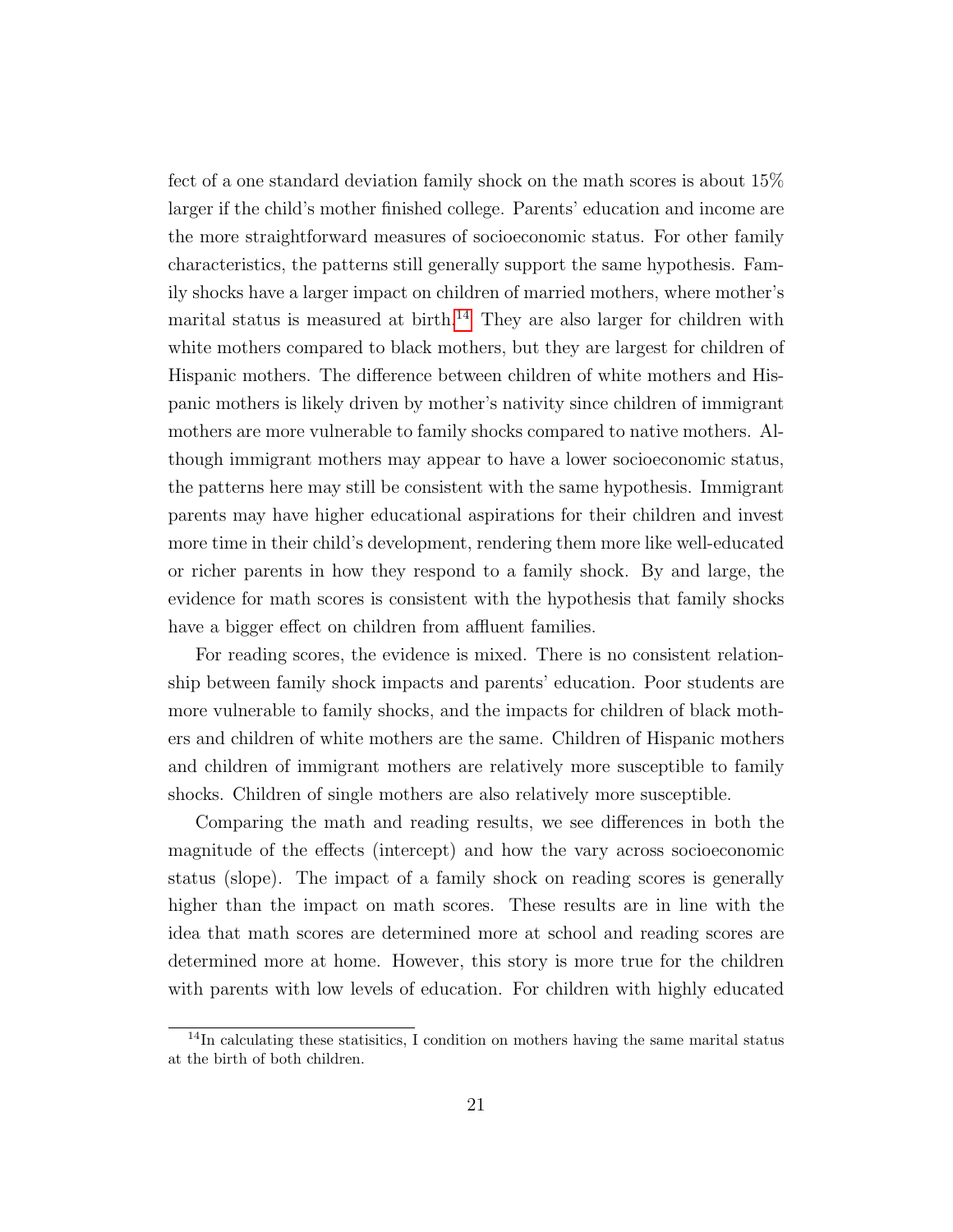fect of a one standard deviation family shock on the math scores is about 15% larger if the child's mother finished college. Parents' education and income are the more straightforward measures of socioeconomic status. For other family characteristics, the patterns still generally support the same hypothesis. Family shocks have a larger impact on children of married mothers, where mother's marital status is measured at birth.[14] They are also larger for children with white mothers compared to black mothers, but they are largest for children of Hispanic mothers. The difference between children of white mothers and Hispanic mothers is likely driven by mother's nativity since children of immigrant mothers are more vulnerable to family shocks compared to native mothers. Although immigrant mothers may appear to have a lower socioeconomic status, the patterns here may still be consistent with the same hypothesis. Immigrant parents may have higher educational aspirations for their children and invest more time in their child's development, rendering them more like well-educated or richer parents in how they respond to a family shock. By and large, the evidence for math scores is consistent with the hypothesis that family shocks have a bigger effect on children from affluent families.

For reading scores, the evidence is mixed. There is no consistent relationship between family shock impacts and parents' education. Poor students are more vulnerable to family shocks, and the impacts for children of black mothers and children of white mothers are the same. Children of Hispanic mothers and children of immigrant mothers are relatively more susceptible to family shocks. Children of single mothers are also relatively more susceptible.

Comparing the math and reading results, we see differences in both the magnitude of the effects (intercept) and how the vary across socioeconomic status (slope). The impact of a family shock on reading scores is generally higher than the impact on math scores. These results are in line with the idea that math scores are determined more at school and reading scores are determined more at home. However, this story is more true for the children with parents with low levels of education. For children with highly educated

[14] In calculating these statisitics, I condition on mothers having the same marital status at the birth of both children.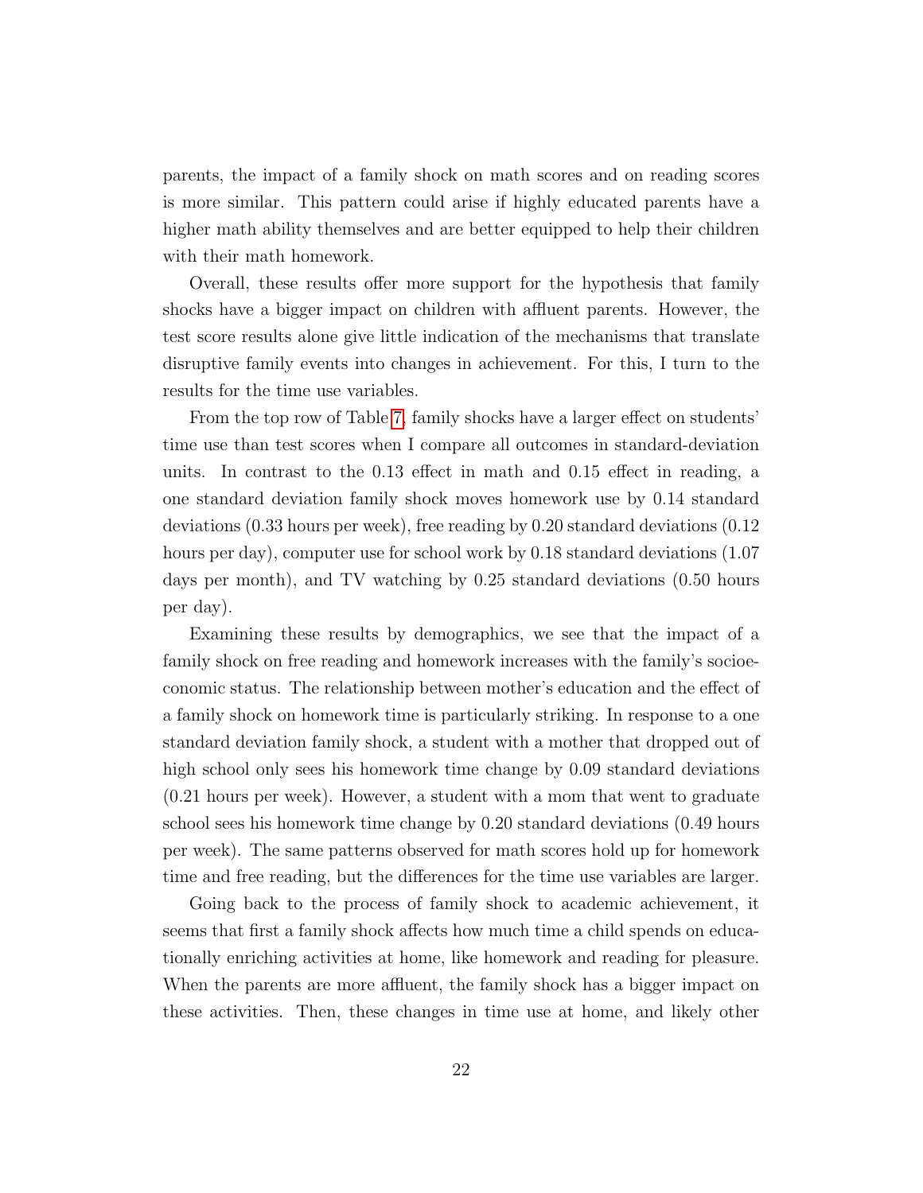parents, the impact of a family shock on math scores and on reading scores is more similar. This pattern could arise if highly educated parents have a higher math ability themselves and are better equipped to help their children with their math homework.

Overall, these results offer more support for the hypothesis that family shocks have a bigger impact on children with affluent parents. However, the test score results alone give little indication of the mechanisms that translate disruptive family events into changes in achievement. For this, I turn to the results for the time use variables.

From the top row of Table 7, family shocks have a larger effect on students' time use than test scores when I compare all outcomes in standard-deviation units. In contrast to the 0.13 effect in math and 0.15 effect in reading, a one standard deviation family shock moves homework use by 0.14 standard deviations (0.33 hours per week), free reading by 0.20 standard deviations (0.12 hours per day), computer use for school work by 0.18 standard deviations (1.07 days per month), and TV watching by 0.25 standard deviations (0.50 hours per day).

Examining these results by demographics, we see that the impact of a family shock on free reading and homework increases with the family's socioeconomic status. The relationship between mother's education and the effect of a family shock on homework time is particularly striking. In response to a one standard deviation family shock, a student with a mother that dropped out of high school only sees his homework time change by 0.09 standard deviations (0.21 hours per week). However, a student with a mom that went to graduate school sees his homework time change by 0.20 standard deviations (0.49 hours per week). The same patterns observed for math scores hold up for homework time and free reading, but the differences for the time use variables are larger.

Going back to the process of family shock to academic achievement, it seems that first a family shock affects how much time a child spends on educationally enriching activities at home, like homework and reading for pleasure. When the parents are more affluent, the family shock has a bigger impact on these activities. Then, these changes in time use at home, and likely other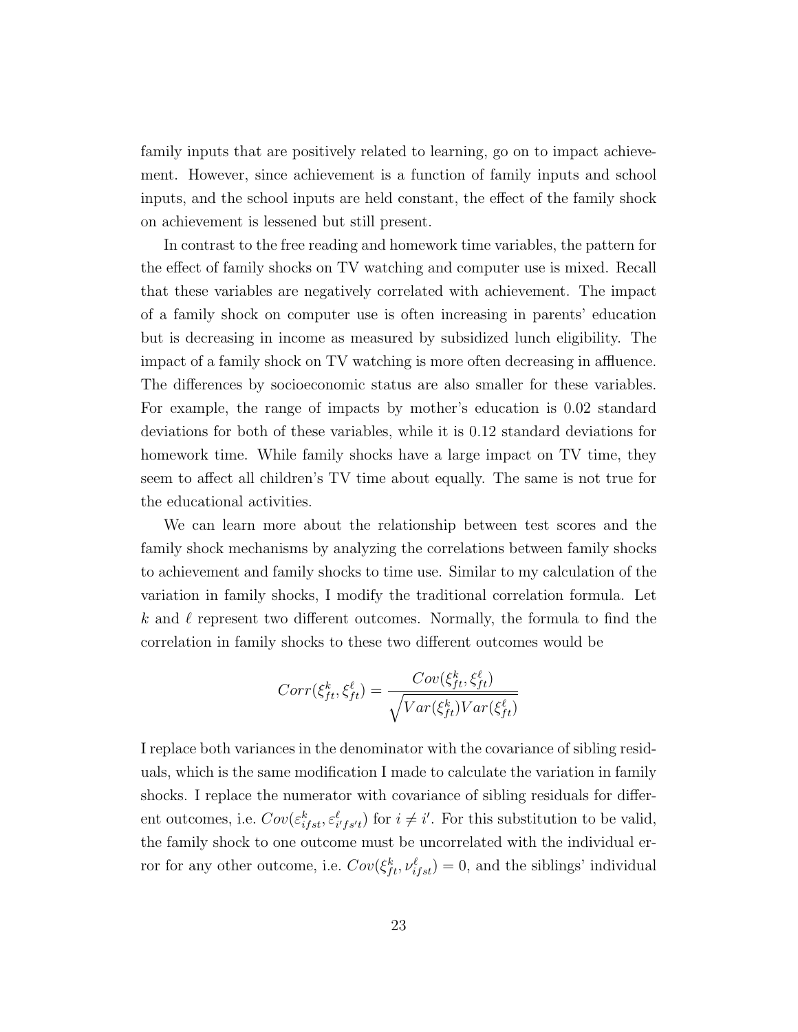family inputs that are positively related to learning, go on to impact achievement. However, since achievement is a function of family inputs and school inputs, and the school inputs are held constant, the effect of the family shock on achievement is lessened but still present.

In contrast to the free reading and homework time variables, the pattern for the effect of family shocks on TV watching and computer use is mixed. Recall that these variables are negatively correlated with achievement. The impact of a family shock on computer use is often increasing in parents' education but is decreasing in income as measured by subsidized lunch eligibility. The impact of a family shock on TV watching is more often decreasing in affluence. The differences by socioeconomic status are also smaller for these variables. For example, the range of impacts by mother's education is 0.02 standard deviations for both of these variables, while it is 0.12 standard deviations for homework time. While family shocks have a large impact on TV time, they seem to affect all children's TV time about equally. The same is not true for the educational activities.

We can learn more about the relationship between test scores and the family shock mechanisms by analyzing the correlations between family shocks to achievement and family shocks to time use. Similar to my calculation of the variation in family shocks, I modify the traditional correlation formula. Let $k$ and $\ell$ represent two different outcomes. Normally, the formula to find the correlation in family shocks to these two different outcomes would be

$$Corr(\xi_{ft}^{k}, \xi_{ft}^{\ell}) = \frac{Cov(\xi_{ft}^{k}, \xi_{ft}^{\ell})}{\sqrt{Var(\xi_{ft}^{k})Var(\xi_{ft}^{\ell})}}$$

I replace both variances in the denominator with the covariance of sibling residuals, which is the same modification I made to calculate the variation in family shocks. I replace the numerator with covariance of sibling residuals for different outcomes, i.e. $Cov(\varepsilon_{ifst}^{k}, \varepsilon_{i'fs't}^{\ell})$ for $i \neq i'$. For this substitution to be valid, the family shock to one outcome must be uncorrelated with the individual error for any other outcome, i.e. $Cov(\xi_{ft}^{k}, \nu_{ifst}^{\ell}) = 0$, and the siblings' individual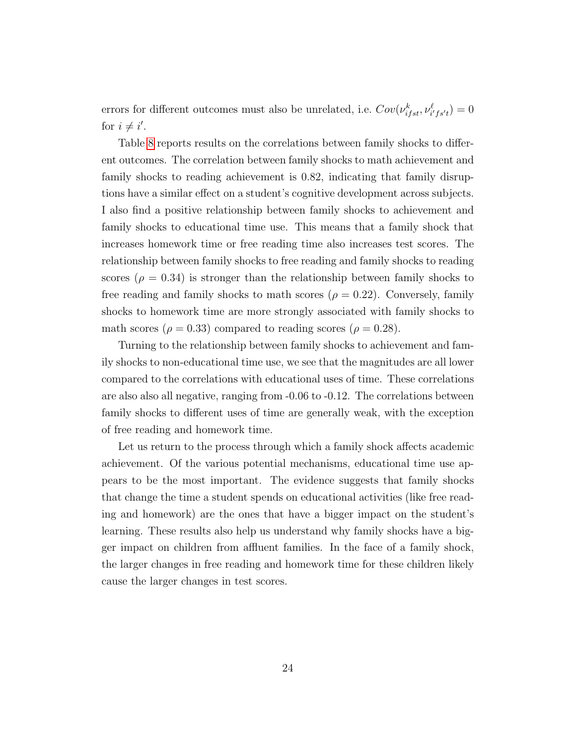errors for different outcomes must also be unrelated, i.e. $Cov(\nu^k_{ifst}, \nu^\ell_{i'fs't}) = 0$ for $i \neq i'$.

Table 8 reports results on the correlations between family shocks to different outcomes. The correlation between family shocks to math achievement and family shocks to reading achievement is 0.82, indicating that family disruptions have a similar effect on a student's cognitive development across subjects. I also find a positive relationship between family shocks to achievement and family shocks to educational time use. This means that a family shock that increases homework time or free reading time also increases test scores. The relationship between family shocks to free reading and family shocks to reading scores ($\rho = 0.34$) is stronger than the relationship between family shocks to free reading and family shocks to math scores ($\rho = 0.22$). Conversely, family shocks to homework time are more strongly associated with family shocks to math scores ($\rho = 0.33$) compared to reading scores ($\rho = 0.28$).

Turning to the relationship between family shocks to achievement and family shocks to non-educational time use, we see that the magnitudes are all lower compared to the correlations with educational uses of time. These correlations are also also all negative, ranging from -0.06 to -0.12. The correlations between family shocks to different uses of time are generally weak, with the exception of free reading and homework time.

Let us return to the process through which a family shock affects academic achievement. Of the various potential mechanisms, educational time use appears to be the most important. The evidence suggests that family shocks that change the time a student spends on educational activities (like free reading and homework) are the ones that have a bigger impact on the student's learning. These results also help us understand why family shocks have a bigger impact on children from affluent families. In the face of a family shock, the larger changes in free reading and homework time for these children likely cause the larger changes in test scores.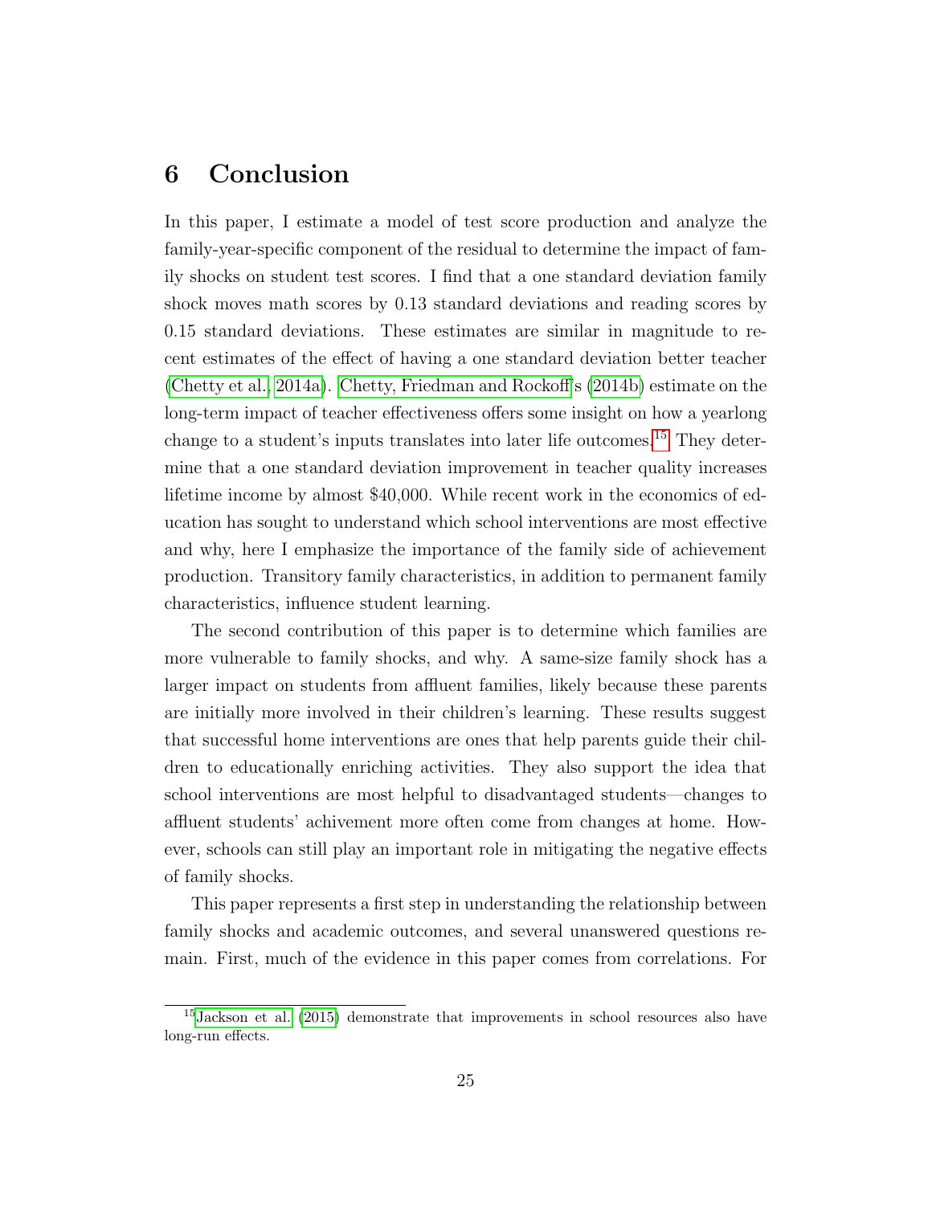# 6 Conclusion

In this paper, I estimate a model of test score production and analyze the family-year-specific component of the residual to determine the impact of family shocks on student test scores. I find that a one standard deviation family shock moves math scores by 0.13 standard deviations and reading scores by 0.15 standard deviations. These estimates are similar in magnitude to recent estimates of the effect of having a one standard deviation better teacher (Chetty et al., 2014a). Chetty, Friedman and Rockoff's (2014b) estimate on the long-term impact of teacher effectiveness offers some insight on how a yearlong change to a student's inputs translates into later life outcomes.[15] They determine that a one standard deviation improvement in teacher quality increases lifetime income by almost $40,000. While recent work in the economics of education has sought to understand which school interventions are most effective and why, here I emphasize the importance of the family side of achievement production. Transitory family characteristics, in addition to permanent family characteristics, influence student learning.

The second contribution of this paper is to determine which families are more vulnerable to family shocks, and why. A same-size family shock has a larger impact on students from affluent families, likely because these parents are initially more involved in their children's learning. These results suggest that successful home interventions are ones that help parents guide their children to educationally enriching activities. They also support the idea that school interventions are most helpful to disadvantaged students—changes to affluent students' achivement more often come from changes at home. However, schools can still play an important role in mitigating the negative effects of family shocks.

This paper represents a first step in understanding the relationship between family shocks and academic outcomes, and several unanswered questions remain. First, much of the evidence in this paper comes from correlations. For

[15] Jackson et al. (2015) demonstrate that improvements in school resources also have long-run effects.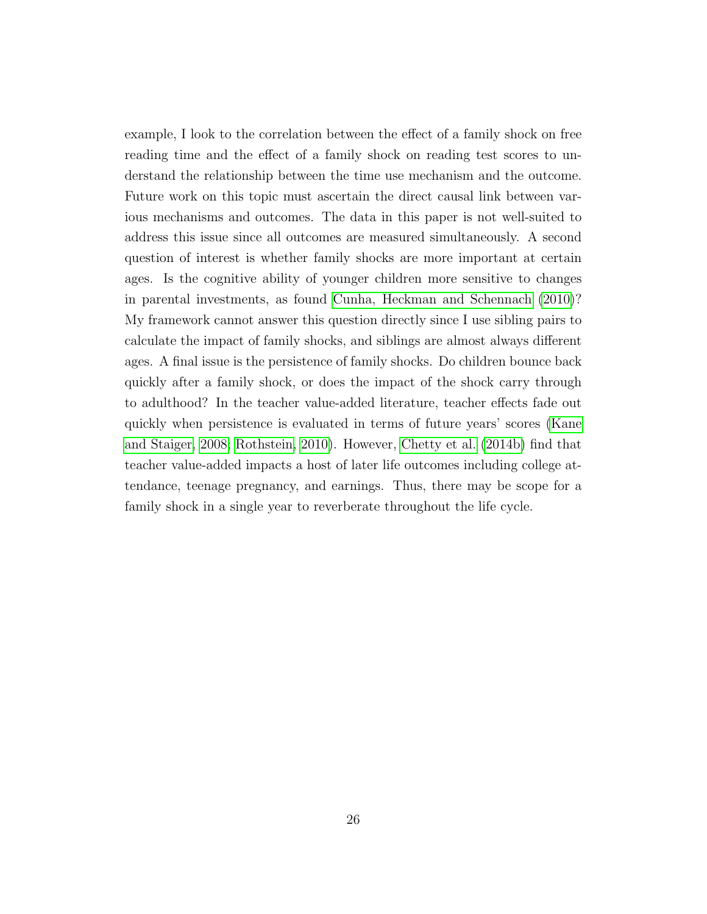example, I look to the correlation between the effect of a family shock on free reading time and the effect of a family shock on reading test scores to understand the relationship between the time use mechanism and the outcome. Future work on this topic must ascertain the direct causal link between various mechanisms and outcomes. The data in this paper is not well-suited to address this issue since all outcomes are measured simultaneously. A second question of interest is whether family shocks are more important at certain ages. Is the cognitive ability of younger children more sensitive to changes in parental investments, as found Cunha, Heckman and Schennach (2010)? My framework cannot answer this question directly since I use sibling pairs to calculate the impact of family shocks, and siblings are almost always different ages. A final issue is the persistence of family shocks. Do children bounce back quickly after a family shock, or does the impact of the shock carry through to adulthood? In the teacher value-added literature, teacher effects fade out quickly when persistence is evaluated in terms of future years' scores (Kane and Staiger, 2008; Rothstein, 2010). However, Chetty et al. (2014b) find that teacher value-added impacts a host of later life outcomes including college attendance, teenage pregnancy, and earnings. Thus, there may be scope for a family shock in a single year to reverberate throughout the life cycle.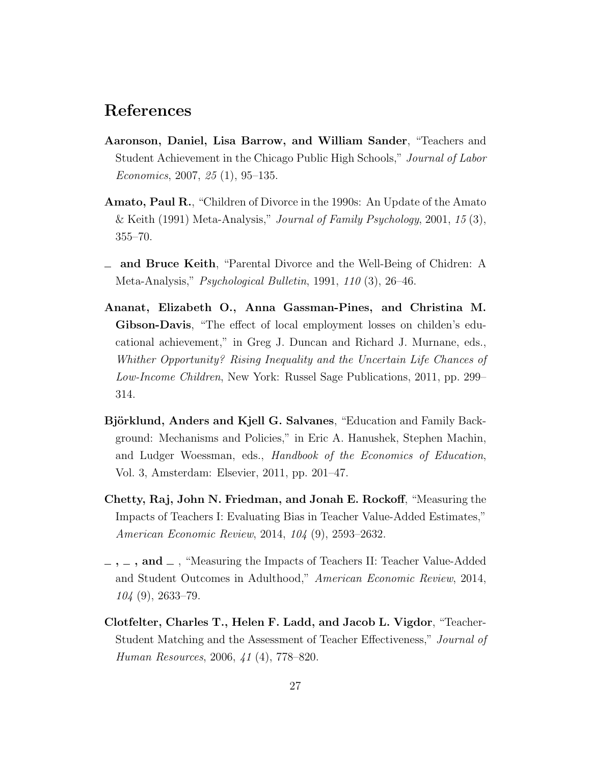# References

**Aaronson, Daniel, Lisa Barrow, and William Sander**, "Teachers and Student Achievement in the Chicago Public High Schools," *Journal of Labor Economics*, 2007, *25* (1), 95–135.

**Amato, Paul R.**, "Children of Divorce in the 1990s: An Update of the Amato & Keith (1991) Meta-Analysis," *Journal of Family Psychology*, 2001, *15* (3), 355–70.

_ **and Bruce Keith**, "Parental Divorce and the Well-Being of Chidren: A Meta-Analysis," *Psychological Bulletin*, 1991, *110* (3), 26–46.

**Ananat, Elizabeth O., Anna Gassman-Pines, and Christina M. Gibson-Davis**, "The effect of local employment losses on childen's educational achievement," in Greg J. Duncan and Richard J. Murnane, eds., *Whither Opportunity? Rising Inequality and the Uncertain Life Chances of Low-Income Children*, New York: Russel Sage Publications, 2011, pp. 299–314.

**Björklund, Anders and Kjell G. Salvanes**, "Education and Family Background: Mechanisms and Policies," in Eric A. Hanushek, Stephen Machin, and Ludger Woessman, eds., *Handbook of the Economics of Education*, Vol. 3, Amsterdam: Elsevier, 2011, pp. 201–47.

**Chetty, Raj, John N. Friedman, and Jonah E. Rockoff**, "Measuring the Impacts of Teachers I: Evaluating Bias in Teacher Value-Added Estimates," *American Economic Review*, 2014, *104* (9), 2593–2632.

_ **,** _ **, and** _ , "Measuring the Impacts of Teachers II: Teacher Value-Added and Student Outcomes in Adulthood," *American Economic Review*, 2014, *104* (9), 2633–79.

**Clotfelter, Charles T., Helen F. Ladd, and Jacob L. Vigdor**, "Teacher-Student Matching and the Assessment of Teacher Effectiveness," *Journal of Human Resources*, 2006, *41* (4), 778–820.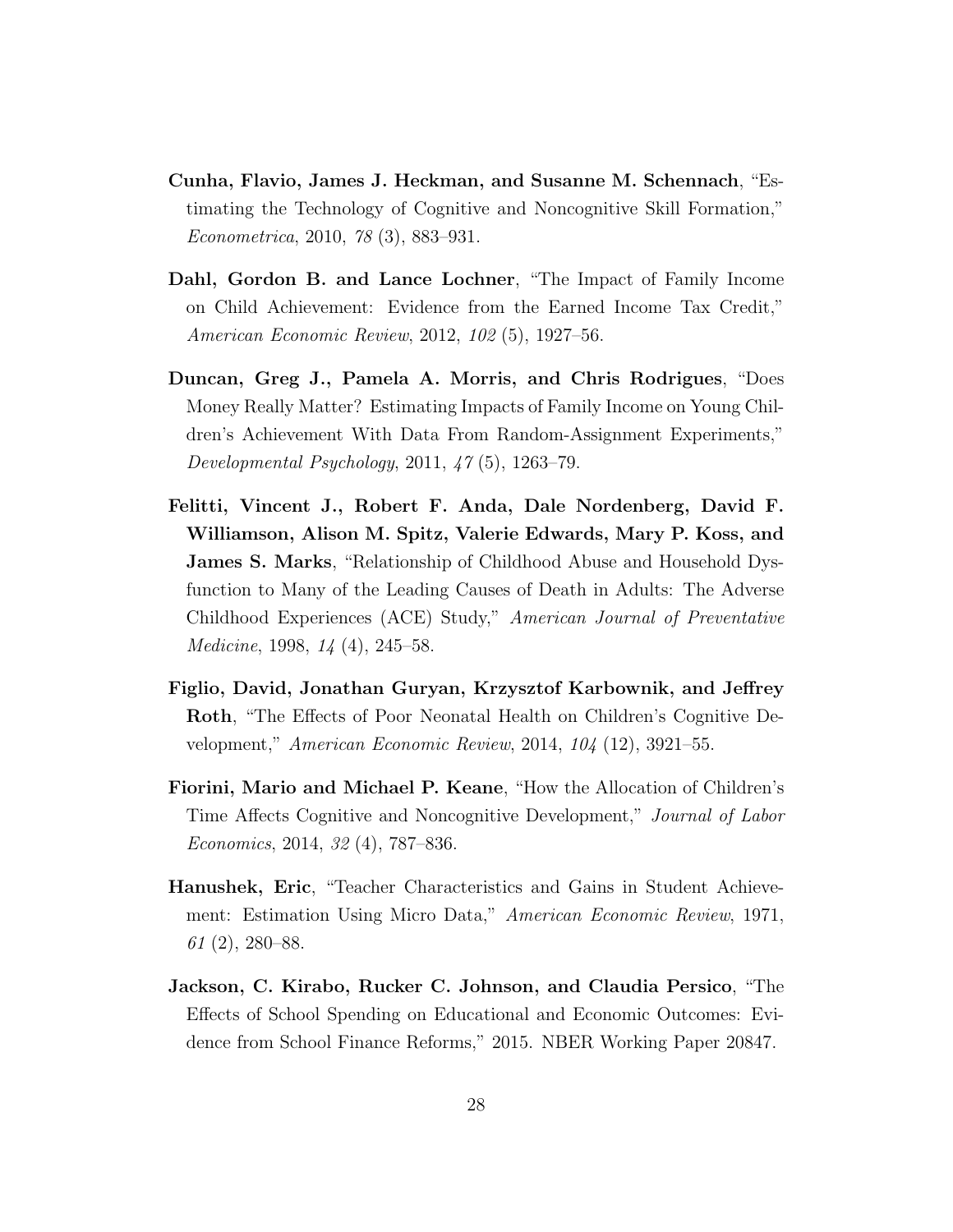**Cunha, Flavio, James J. Heckman, and Susanne M. Schennach**, "Estimating the Technology of Cognitive and Noncognitive Skill Formation," *Econometrica*, 2010, *78* (3), 883–931.

**Dahl, Gordon B. and Lance Lochner**, "The Impact of Family Income on Child Achievement: Evidence from the Earned Income Tax Credit," *American Economic Review*, 2012, *102* (5), 1927–56.

**Duncan, Greg J., Pamela A. Morris, and Chris Rodrigues**, "Does Money Really Matter? Estimating Impacts of Family Income on Young Children's Achievement With Data From Random-Assignment Experiments," *Developmental Psychology*, 2011, *47* (5), 1263–79.

**Felitti, Vincent J., Robert F. Anda, Dale Nordenberg, David F. Williamson, Alison M. Spitz, Valerie Edwards, Mary P. Koss, and James S. Marks**, "Relationship of Childhood Abuse and Household Dysfunction to Many of the Leading Causes of Death in Adults: The Adverse Childhood Experiences (ACE) Study," *American Journal of Preventative Medicine*, 1998, *14* (4), 245–58.

**Figlio, David, Jonathan Guryan, Krzysztof Karbownik, and Jeffrey Roth**, "The Effects of Poor Neonatal Health on Children's Cognitive Development," *American Economic Review*, 2014, *104* (12), 3921–55.

**Fiorini, Mario and Michael P. Keane**, "How the Allocation of Children's Time Affects Cognitive and Noncognitive Development," *Journal of Labor Economics*, 2014, *32* (4), 787–836.

**Hanushek, Eric**, "Teacher Characteristics and Gains in Student Achievement: Estimation Using Micro Data," *American Economic Review*, 1971, *61* (2), 280–88.

**Jackson, C. Kirabo, Rucker C. Johnson, and Claudia Persico**, "The Effects of School Spending on Educational and Economic Outcomes: Evidence from School Finance Reforms," 2015. NBER Working Paper 20847.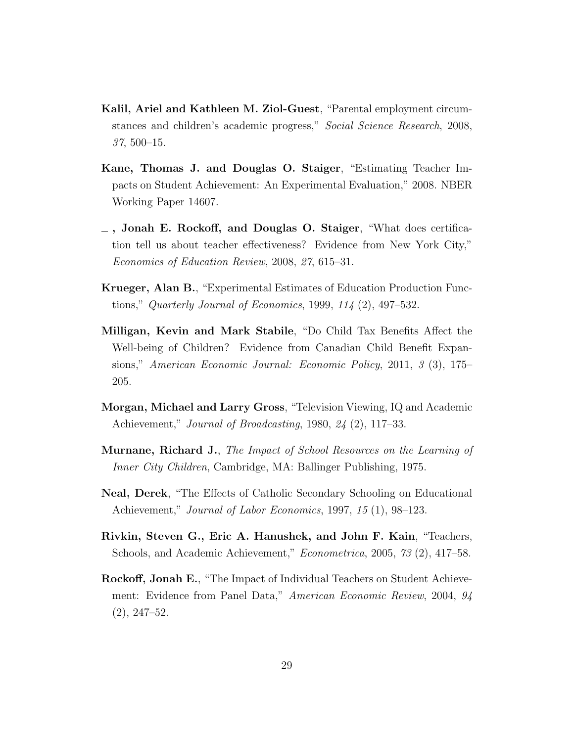**Kalil, Ariel and Kathleen M. Ziol-Guest**, "Parental employment circumstances and children's academic progress," *Social Science Research*, 2008, *37*, 500–15.

**Kane, Thomas J. and Douglas O. Staiger**, "Estimating Teacher Impacts on Student Achievement: An Experimental Evaluation," 2008. NBER Working Paper 14607.

**\_ , Jonah E. Rockoff, and Douglas O. Staiger**, "What does certification tell us about teacher effectiveness? Evidence from New York City," *Economics of Education Review*, 2008, *27*, 615–31.

**Krueger, Alan B.**, "Experimental Estimates of Education Production Functions," *Quarterly Journal of Economics*, 1999, *114* (2), 497–532.

**Milligan, Kevin and Mark Stabile**, "Do Child Tax Benefits Affect the Well-being of Children? Evidence from Canadian Child Benefit Expansions," *American Economic Journal: Economic Policy*, 2011, *3* (3), 175–205.

**Morgan, Michael and Larry Gross**, "Television Viewing, IQ and Academic Achievement," *Journal of Broadcasting*, 1980, *24* (2), 117–33.

**Murnane, Richard J.**, *The Impact of School Resources on the Learning of Inner City Children*, Cambridge, MA: Ballinger Publishing, 1975.

**Neal, Derek**, "The Effects of Catholic Secondary Schooling on Educational Achievement," *Journal of Labor Economics*, 1997, *15* (1), 98–123.

**Rivkin, Steven G., Eric A. Hanushek, and John F. Kain**, "Teachers, Schools, and Academic Achievement," *Econometrica*, 2005, *73* (2), 417–58.

**Rockoff, Jonah E.**, "The Impact of Individual Teachers on Student Achievement: Evidence from Panel Data," *American Economic Review*, 2004, *94* (2), 247–52.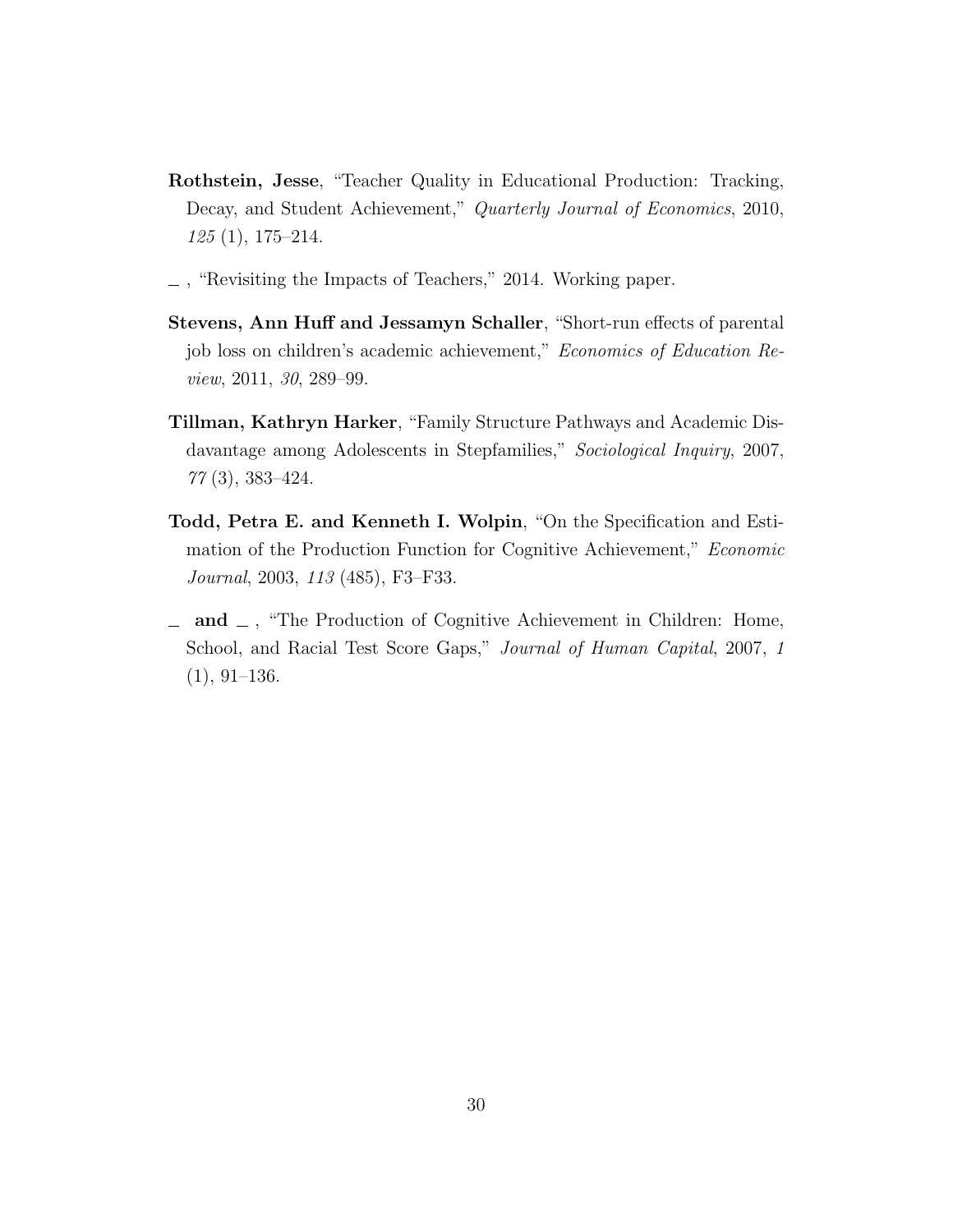**Rothstein, Jesse**, "Teacher Quality in Educational Production: Tracking, Decay, and Student Achievement," *Quarterly Journal of Economics*, 2010, *125* (1), 175–214.

_ , "Revisiting the Impacts of Teachers," 2014. Working paper.

**Stevens, Ann Huff and Jessamyn Schaller**, "Short-run effects of parental job loss on children's academic achievement," *Economics of Education Review*, 2011, *30*, 289–99.

**Tillman, Kathryn Harker**, "Family Structure Pathways and Academic Disdavantage among Adolescents in Stepfamilies," *Sociological Inquiry*, 2007, *77* (3), 383–424.

**Todd, Petra E. and Kenneth I. Wolpin**, "On the Specification and Estimation of the Production Function for Cognitive Achievement," *Economic Journal*, 2003, *113* (485), F3–F33.

_ **and** _ , "The Production of Cognitive Achievement in Children: Home, School, and Racial Test Score Gaps," *Journal of Human Capital*, 2007, *1* (1), 91–136.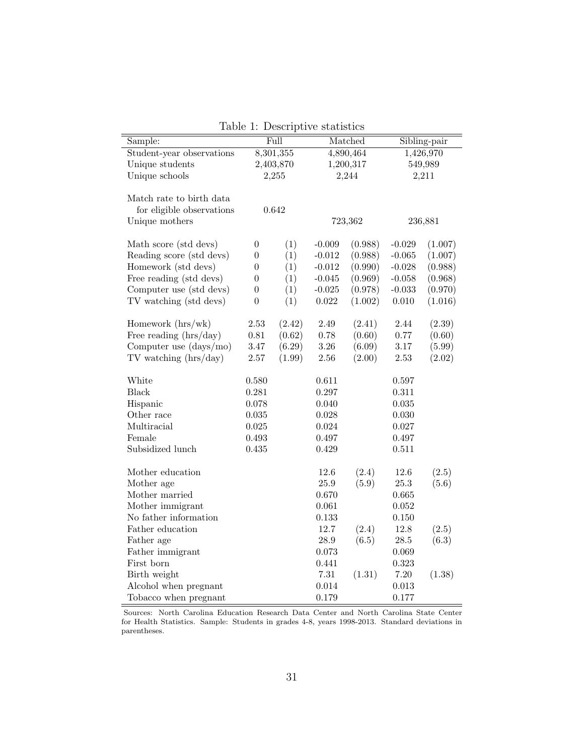Table 1: Descriptive statistics

| Sample: | Full | | Matched | | Sibling-pair | |
|---|---|---|---|---|---|---|
| Student-year observations | 8,301,355 | | 4,890,464 | | 1,426,970 | |
| Unique students | 2,403,870 | | 1,200,317 | | 549,989 | |
| Unique schools | 2,255 | | 2,244 | | 2,211 | |
| | | | | | | |
| Match rate to birth data for eligible observations | 0.642 | | | | | |
| Unique mothers | | | 723,362 | | 236,881 | |
| | | | | | | |
| Math score (std devs) | 0 | (1) | -0.009 | (0.988) | -0.029 | (1.007) |
| Reading score (std devs) | 0 | (1) | -0.012 | (0.988) | -0.065 | (1.007) |
| Homework (std devs) | 0 | (1) | -0.012 | (0.990) | -0.028 | (0.988) |
| Free reading (std devs) | 0 | (1) | -0.045 | (0.969) | -0.058 | (0.968) |
| Computer use (std devs) | 0 | (1) | -0.025 | (0.978) | -0.033 | (0.970) |
| TV watching (std devs) | 0 | (1) | 0.022 | (1.002) | 0.010 | (1.016) |
| | | | | | | |
| Homework (hrs/wk) | 2.53 | (2.42) | 2.49 | (2.41) | 2.44 | (2.39) |
| Free reading (hrs/day) | 0.81 | (0.62) | 0.78 | (0.60) | 0.77 | (0.60) |
| Computer use (days/mo) | 3.47 | (6.29) | 3.26 | (6.09) | 3.17 | (5.99) |
| TV watching (hrs/day) | 2.57 | (1.99) | 2.56 | (2.00) | 2.53 | (2.02) |
| | | | | | | |
| White | 0.580 | | 0.611 | | 0.597 | |
| Black | 0.281 | | 0.297 | | 0.311 | |
| Hispanic | 0.078 | | 0.040 | | 0.035 | |
| Other race | 0.035 | | 0.028 | | 0.030 | |
| Multiracial | 0.025 | | 0.024 | | 0.027 | |
| Female | 0.493 | | 0.497 | | 0.497 | |
| Subsidized lunch | 0.435 | | 0.429 | | 0.511 | |
| | | | | | | |
| Mother education | | | 12.6 | (2.4) | 12.6 | (2.5) |
| Mother age | | | 25.9 | (5.9) | 25.3 | (5.6) |
| Mother married | | | 0.670 | | 0.665 | |
| Mother immigrant | | | 0.061 | | 0.052 | |
| No father information | | | 0.133 | | 0.150 | |
| Father education | | | 12.7 | (2.4) | 12.8 | (2.5) |
| Father age | | | 28.9 | (6.5) | 28.5 | (6.3) |
| Father immigrant | | | 0.073 | | 0.069 | |
| First born | | | 0.441 | | 0.323 | |
| Birth weight | | | 7.31 | (1.31) | 7.20 | (1.38) |
| Alcohol when pregnant | | | 0.014 | | 0.013 | |
| Tobacco when pregnant | | | 0.179 | | 0.177 | |

Sources: North Carolina Education Research Data Center and North Carolina State Center for Health Statistics. Sample: Students in grades 4-8, years 1998-2013. Standard deviations in parentheses.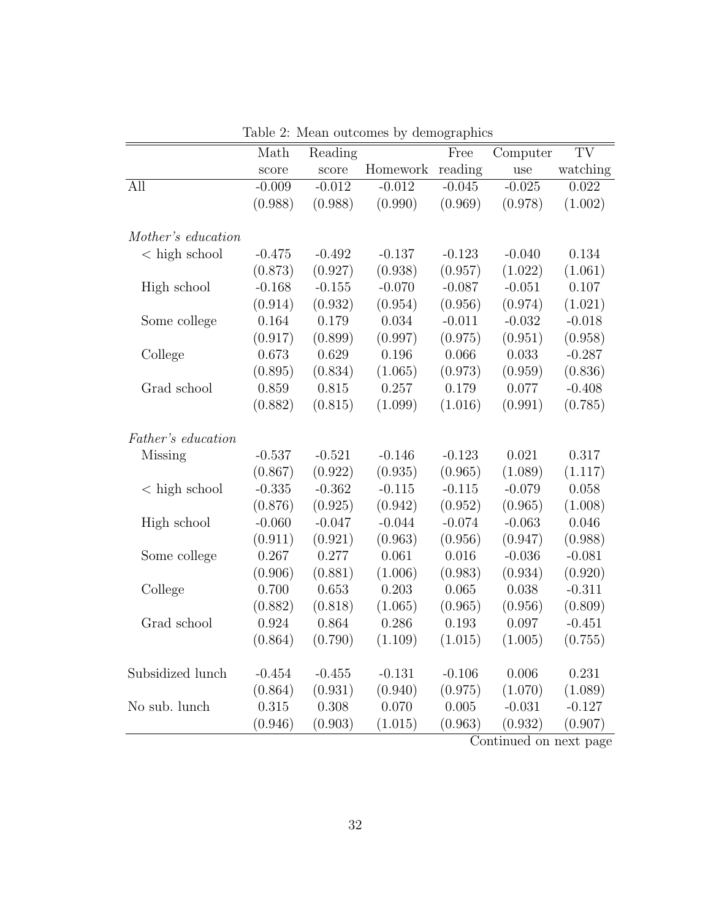Table 2: Mean outcomes by demographics

| | Math score | Reading score | Homework | Free reading | Computer use | TV watching |
|---|---|---|---|---|---|---|
| All | -0.009 | -0.012 | -0.012 | -0.045 | -0.025 | 0.022 |
| | (0.988) | (0.988) | (0.990) | (0.969) | (0.978) | (1.002) |
| *Mother's education* | | | | | | |
| < high school | -0.475 | -0.492 | -0.137 | -0.123 | -0.040 | 0.134 |
| | (0.873) | (0.927) | (0.938) | (0.957) | (1.022) | (1.061) |
| High school | -0.168 | -0.155 | -0.070 | -0.087 | -0.051 | 0.107 |
| | (0.914) | (0.932) | (0.954) | (0.956) | (0.974) | (1.021) |
| Some college | 0.164 | 0.179 | 0.034 | -0.011 | -0.032 | -0.018 |
| | (0.917) | (0.899) | (0.997) | (0.975) | (0.951) | (0.958) |
| College | 0.673 | 0.629 | 0.196 | 0.066 | 0.033 | -0.287 |
| | (0.895) | (0.834) | (1.065) | (0.973) | (0.959) | (0.836) |
| Grad school | 0.859 | 0.815 | 0.257 | 0.179 | 0.077 | -0.408 |
| | (0.882) | (0.815) | (1.099) | (1.016) | (0.991) | (0.785) |
| *Father's education* | | | | | | |
| Missing | -0.537 | -0.521 | -0.146 | -0.123 | 0.021 | 0.317 |
| | (0.867) | (0.922) | (0.935) | (0.965) | (1.089) | (1.117) |
| < high school | -0.335 | -0.362 | -0.115 | -0.115 | -0.079 | 0.058 |
| | (0.876) | (0.925) | (0.942) | (0.952) | (0.965) | (1.008) |
| High school | -0.060 | -0.047 | -0.044 | -0.074 | -0.063 | 0.046 |
| | (0.911) | (0.921) | (0.963) | (0.956) | (0.947) | (0.988) |
| Some college | 0.267 | 0.277 | 0.061 | 0.016 | -0.036 | -0.081 |
| | (0.906) | (0.881) | (1.006) | (0.983) | (0.934) | (0.920) |
| College | 0.700 | 0.653 | 0.203 | 0.065 | 0.038 | -0.311 |
| | (0.882) | (0.818) | (1.065) | (0.965) | (0.956) | (0.809) |
| Grad school | 0.924 | 0.864 | 0.286 | 0.193 | 0.097 | -0.451 |
| | (0.864) | (0.790) | (1.109) | (1.015) | (1.005) | (0.755) |
| Subsidized lunch | -0.454 | -0.455 | -0.131 | -0.106 | 0.006 | 0.231 |
| | (0.864) | (0.931) | (0.940) | (0.975) | (1.070) | (1.089) |
| No sub. lunch | 0.315 | 0.308 | 0.070 | 0.005 | -0.031 | -0.127 |
| | (0.946) | (0.903) | (1.015) | (0.963) | (0.932) | (0.907) |

Continued on next page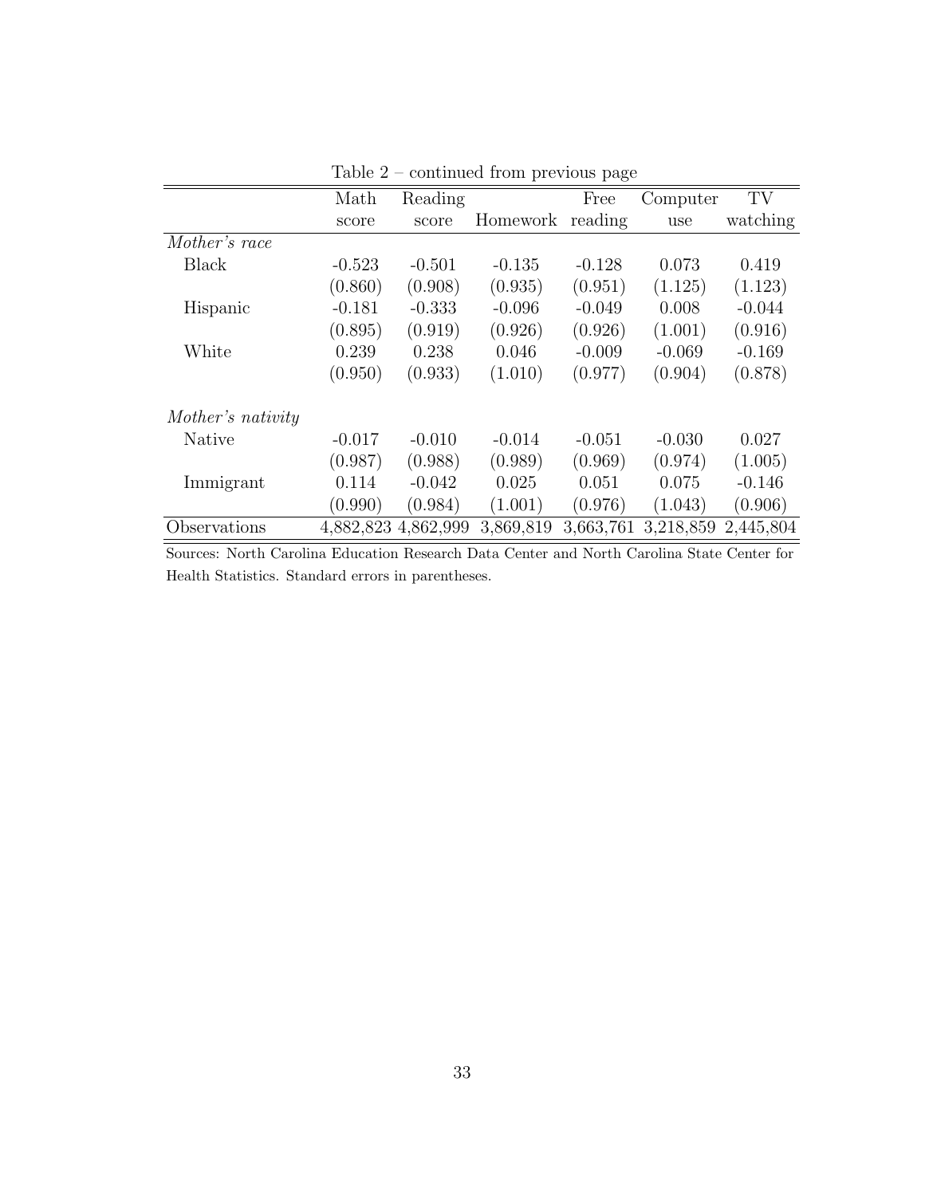Table 2 – continued from previous page

| | Math score | Reading score | Homework | Free reading | Computer use | TV watching |
|---|---|---|---|---|---|---|
| *Mother's race* | | | | | | |
| Black | -0.523 | -0.501 | -0.135 | -0.128 | 0.073 | 0.419 |
| | (0.860) | (0.908) | (0.935) | (0.951) | (1.125) | (1.123) |
| Hispanic | -0.181 | -0.333 | -0.096 | -0.049 | 0.008 | -0.044 |
| | (0.895) | (0.919) | (0.926) | (0.926) | (1.001) | (0.916) |
| White | 0.239 | 0.238 | 0.046 | -0.009 | -0.069 | -0.169 |
| | (0.950) | (0.933) | (1.010) | (0.977) | (0.904) | (0.878) |
| *Mother's nativity* | | | | | | |
| Native | -0.017 | -0.010 | -0.014 | -0.051 | -0.030 | 0.027 |
| | (0.987) | (0.988) | (0.989) | (0.969) | (0.974) | (1.005) |
| Immigrant | 0.114 | -0.042 | 0.025 | 0.051 | 0.075 | -0.146 |
| | (0.990) | (0.984) | (1.001) | (0.976) | (1.043) | (0.906) |
| Observations | 4,882,823 | 4,862,999 | 3,869,819 | 3,663,761 | 3,218,859 | 2,445,804 |

Sources: North Carolina Education Research Data Center and North Carolina State Center for Health Statistics. Standard errors in parentheses.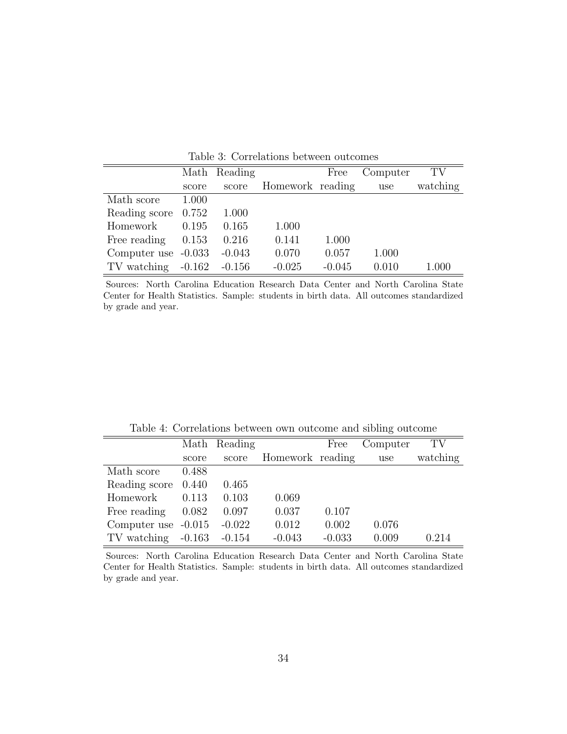Table 3: Correlations between outcomes

| | Math score | Reading score | Homework | Free reading | Computer use | TV watching |
|---|---|---|---|---|---|---|
| Math score | 1.000 | | | | | |
| Reading score | 0.752 | 1.000 | | | | |
| Homework | 0.195 | 0.165 | 1.000 | | | |
| Free reading | 0.153 | 0.216 | 0.141 | 1.000 | | |
| Computer use | -0.033 | -0.043 | 0.070 | 0.057 | 1.000 | |
| TV watching | -0.162 | -0.156 | -0.025 | -0.045 | 0.010 | 1.000 |

Sources: North Carolina Education Research Data Center and North Carolina State Center for Health Statistics. Sample: students in birth data. All outcomes standardized by grade and year.

Table 4: Correlations between own outcome and sibling outcome

| | Math score | Reading score | Homework | Free reading | Computer use | TV watching |
|---|---|---|---|---|---|---|
| Math score | 0.488 | | | | | |
| Reading score | 0.440 | 0.465 | | | | |
| Homework | 0.113 | 0.103 | 0.069 | | | |
| Free reading | 0.082 | 0.097 | 0.037 | 0.107 | | |
| Computer use | -0.015 | -0.022 | 0.012 | 0.002 | 0.076 | |
| TV watching | -0.163 | -0.154 | -0.043 | -0.033 | 0.009 | 0.214 |

Sources: North Carolina Education Research Data Center and North Carolina State Center for Health Statistics. Sample: students in birth data. All outcomes standardized by grade and year.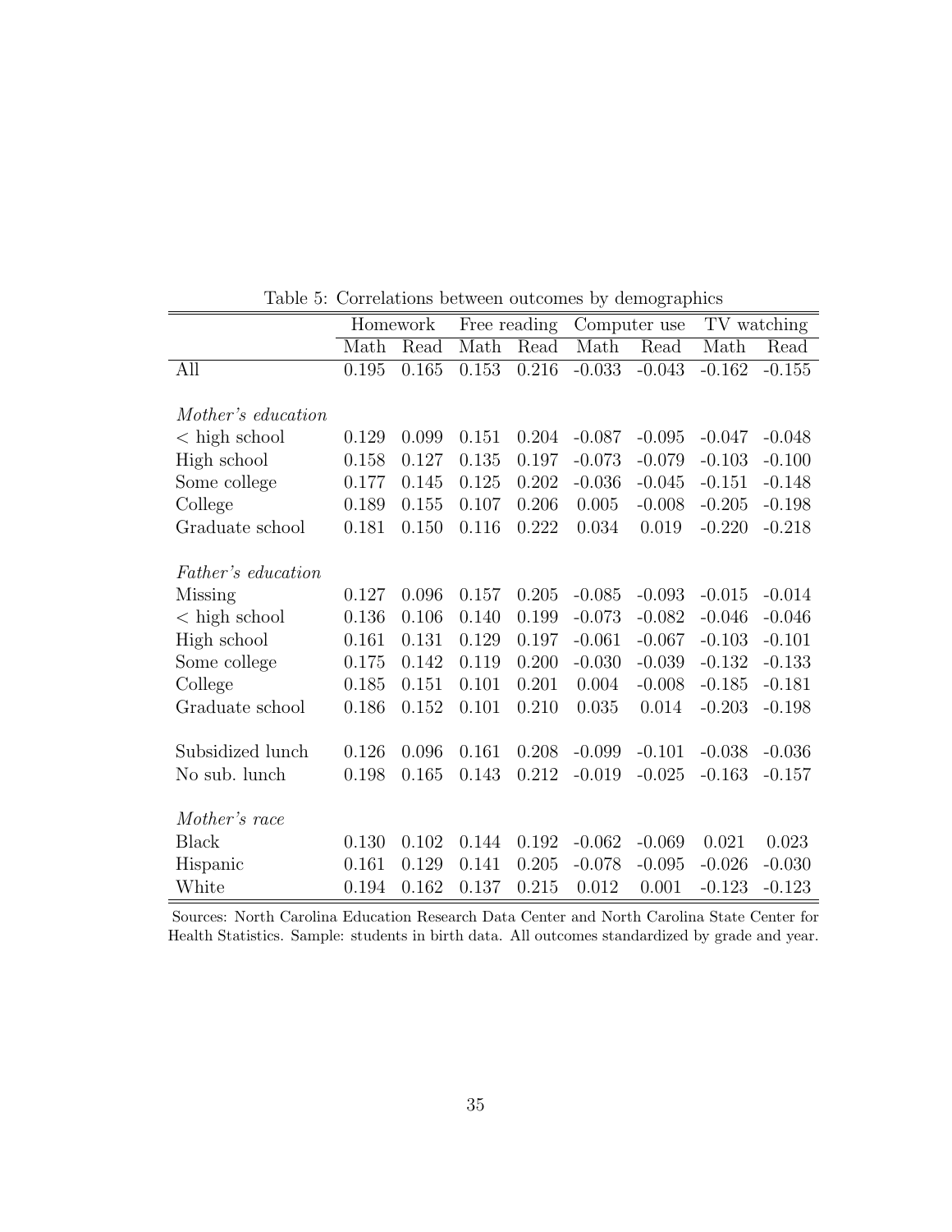Table 5: Correlations between outcomes by demographics

| | Homework | | Free reading | | Computer use | | TV watching | |
|---|---|---|---|---|---|---|---|---|
| | Math | Read | Math | Read | Math | Read | Math | Read |
| All | 0.195 | 0.165 | 0.153 | 0.216 | -0.033 | -0.043 | -0.162 | -0.155 |
| *Mother's education* | | | | | | | | |
| < high school | 0.129 | 0.099 | 0.151 | 0.204 | -0.087 | -0.095 | -0.047 | -0.048 |
| High school | 0.158 | 0.127 | 0.135 | 0.197 | -0.073 | -0.079 | -0.103 | -0.100 |
| Some college | 0.177 | 0.145 | 0.125 | 0.202 | -0.036 | -0.045 | -0.151 | -0.148 |
| College | 0.189 | 0.155 | 0.107 | 0.206 | 0.005 | -0.008 | -0.205 | -0.198 |
| Graduate school | 0.181 | 0.150 | 0.116 | 0.222 | 0.034 | 0.019 | -0.220 | -0.218 |
| *Father's education* | | | | | | | | |
| Missing | 0.127 | 0.096 | 0.157 | 0.205 | -0.085 | -0.093 | -0.015 | -0.014 |
| < high school | 0.136 | 0.106 | 0.140 | 0.199 | -0.073 | -0.082 | -0.046 | -0.046 |
| High school | 0.161 | 0.131 | 0.129 | 0.197 | -0.061 | -0.067 | -0.103 | -0.101 |
| Some college | 0.175 | 0.142 | 0.119 | 0.200 | -0.030 | -0.039 | -0.132 | -0.133 |
| College | 0.185 | 0.151 | 0.101 | 0.201 | 0.004 | -0.008 | -0.185 | -0.181 |
| Graduate school | 0.186 | 0.152 | 0.101 | 0.210 | 0.035 | 0.014 | -0.203 | -0.198 |
| Subsidized lunch | 0.126 | 0.096 | 0.161 | 0.208 | -0.099 | -0.101 | -0.038 | -0.036 |
| No sub. lunch | 0.198 | 0.165 | 0.143 | 0.212 | -0.019 | -0.025 | -0.163 | -0.157 |
| *Mother's race* | | | | | | | | |
| Black | 0.130 | 0.102 | 0.144 | 0.192 | -0.062 | -0.069 | 0.021 | 0.023 |
| Hispanic | 0.161 | 0.129 | 0.141 | 0.205 | -0.078 | -0.095 | -0.026 | -0.030 |
| White | 0.194 | 0.162 | 0.137 | 0.215 | 0.012 | 0.001 | -0.123 | -0.123 |

Sources: North Carolina Education Research Data Center and North Carolina State Center for Health Statistics. Sample: students in birth data. All outcomes standardized by grade and year.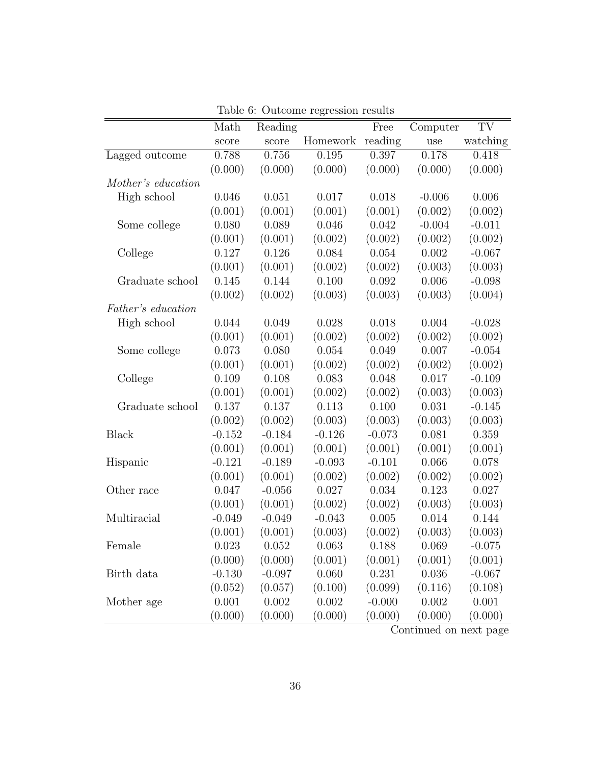Table 6: Outcome regression results

| | Math score | Reading score | Homework | Free reading | Computer use | TV watching |
|---|---|---|---|---|---|---|
| Lagged outcome | 0.788 | 0.756 | 0.195 | 0.397 | 0.178 | 0.418 |
| | (0.000) | (0.000) | (0.000) | (0.000) | (0.000) | (0.000) |
| *Mother's education* | | | | | | |
| High school | 0.046 | 0.051 | 0.017 | 0.018 | -0.006 | 0.006 |
| | (0.001) | (0.001) | (0.001) | (0.001) | (0.002) | (0.002) |
| Some college | 0.080 | 0.089 | 0.046 | 0.042 | -0.004 | -0.011 |
| | (0.001) | (0.001) | (0.002) | (0.002) | (0.002) | (0.002) |
| College | 0.127 | 0.126 | 0.084 | 0.054 | 0.002 | -0.067 |
| | (0.001) | (0.001) | (0.002) | (0.002) | (0.003) | (0.003) |
| Graduate school | 0.145 | 0.144 | 0.100 | 0.092 | 0.006 | -0.098 |
| | (0.002) | (0.002) | (0.003) | (0.003) | (0.003) | (0.004) |
| *Father's education* | | | | | | |
| High school | 0.044 | 0.049 | 0.028 | 0.018 | 0.004 | -0.028 |
| | (0.001) | (0.001) | (0.002) | (0.002) | (0.002) | (0.002) |
| Some college | 0.073 | 0.080 | 0.054 | 0.049 | 0.007 | -0.054 |
| | (0.001) | (0.001) | (0.002) | (0.002) | (0.002) | (0.002) |
| College | 0.109 | 0.108 | 0.083 | 0.048 | 0.017 | -0.109 |
| | (0.001) | (0.001) | (0.002) | (0.002) | (0.003) | (0.003) |
| Graduate school | 0.137 | 0.137 | 0.113 | 0.100 | 0.031 | -0.145 |
| | (0.002) | (0.002) | (0.003) | (0.003) | (0.003) | (0.003) |
| Black | -0.152 | -0.184 | -0.126 | -0.073 | 0.081 | 0.359 |
| | (0.001) | (0.001) | (0.001) | (0.001) | (0.001) | (0.001) |
| Hispanic | -0.121 | -0.189 | -0.093 | -0.101 | 0.066 | 0.078 |
| | (0.001) | (0.001) | (0.002) | (0.002) | (0.002) | (0.002) |
| Other race | 0.047 | -0.056 | 0.027 | 0.034 | 0.123 | 0.027 |
| | (0.001) | (0.001) | (0.002) | (0.002) | (0.003) | (0.003) |
| Multiracial | -0.049 | -0.049 | -0.043 | 0.005 | 0.014 | 0.144 |
| | (0.001) | (0.001) | (0.003) | (0.002) | (0.003) | (0.003) |
| Female | 0.023 | 0.052 | 0.063 | 0.188 | 0.069 | -0.075 |
| | (0.000) | (0.000) | (0.001) | (0.001) | (0.001) | (0.001) |
| Birth data | -0.130 | -0.097 | 0.060 | 0.231 | 0.036 | -0.067 |
| | (0.052) | (0.057) | (0.100) | (0.099) | (0.116) | (0.108) |
| Mother age | 0.001 | 0.002 | 0.002 | -0.000 | 0.002 | 0.001 |
| | (0.000) | (0.000) | (0.000) | (0.000) | (0.000) | (0.000) |

Continued on next page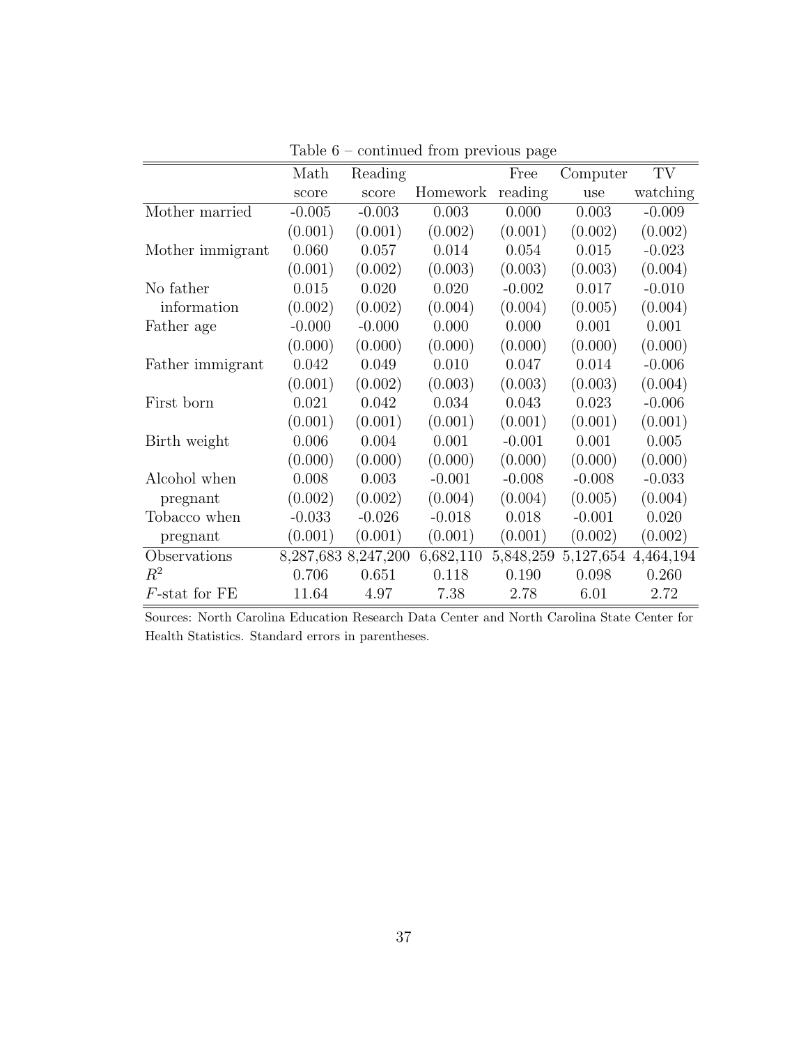Table 6 – continued from previous page

| | Math score | Reading score | Homework | Free reading | Computer use | TV watching |
|---|---|---|---|---|---|---|
| Mother married | -0.005 | -0.003 | 0.003 | 0.000 | 0.003 | -0.009 |
| | (0.001) | (0.001) | (0.002) | (0.001) | (0.002) | (0.002) |
| Mother immigrant | 0.060 | 0.057 | 0.014 | 0.054 | 0.015 | -0.023 |
| | (0.001) | (0.002) | (0.003) | (0.003) | (0.003) | (0.004) |
| No father information | 0.015 | 0.020 | 0.020 | -0.002 | 0.017 | -0.010 |
| | (0.002) | (0.002) | (0.004) | (0.004) | (0.005) | (0.004) |
| Father age | -0.000 | -0.000 | 0.000 | 0.000 | 0.001 | 0.001 |
| | (0.000) | (0.000) | (0.000) | (0.000) | (0.000) | (0.000) |
| Father immigrant | 0.042 | 0.049 | 0.010 | 0.047 | 0.014 | -0.006 |
| | (0.001) | (0.002) | (0.003) | (0.003) | (0.003) | (0.004) |
| First born | 0.021 | 0.042 | 0.034 | 0.043 | 0.023 | -0.006 |
| | (0.001) | (0.001) | (0.001) | (0.001) | (0.001) | (0.001) |
| Birth weight | 0.006 | 0.004 | 0.001 | -0.001 | 0.001 | 0.005 |
| | (0.000) | (0.000) | (0.000) | (0.000) | (0.000) | (0.000) |
| Alcohol when pregnant | 0.008 | 0.003 | -0.001 | -0.008 | -0.008 | -0.033 |
| | (0.002) | (0.002) | (0.004) | (0.004) | (0.005) | (0.004) |
| Tobacco when pregnant | -0.033 | -0.026 | -0.018 | 0.018 | -0.001 | 0.020 |
| | (0.001) | (0.001) | (0.001) | (0.001) | (0.002) | (0.002) |
| Observations | 8,287,683 | 8,247,200 | 6,682,110 | 5,848,259 | 5,127,654 | 4,464,194 |
| $R^2$ | 0.706 | 0.651 | 0.118 | 0.190 | 0.098 | 0.260 |
| $F$-stat for FE | 11.64 | 4.97 | 7.38 | 2.78 | 6.01 | 2.72 |

Sources: North Carolina Education Research Data Center and North Carolina State Center for Health Statistics. Standard errors in parentheses.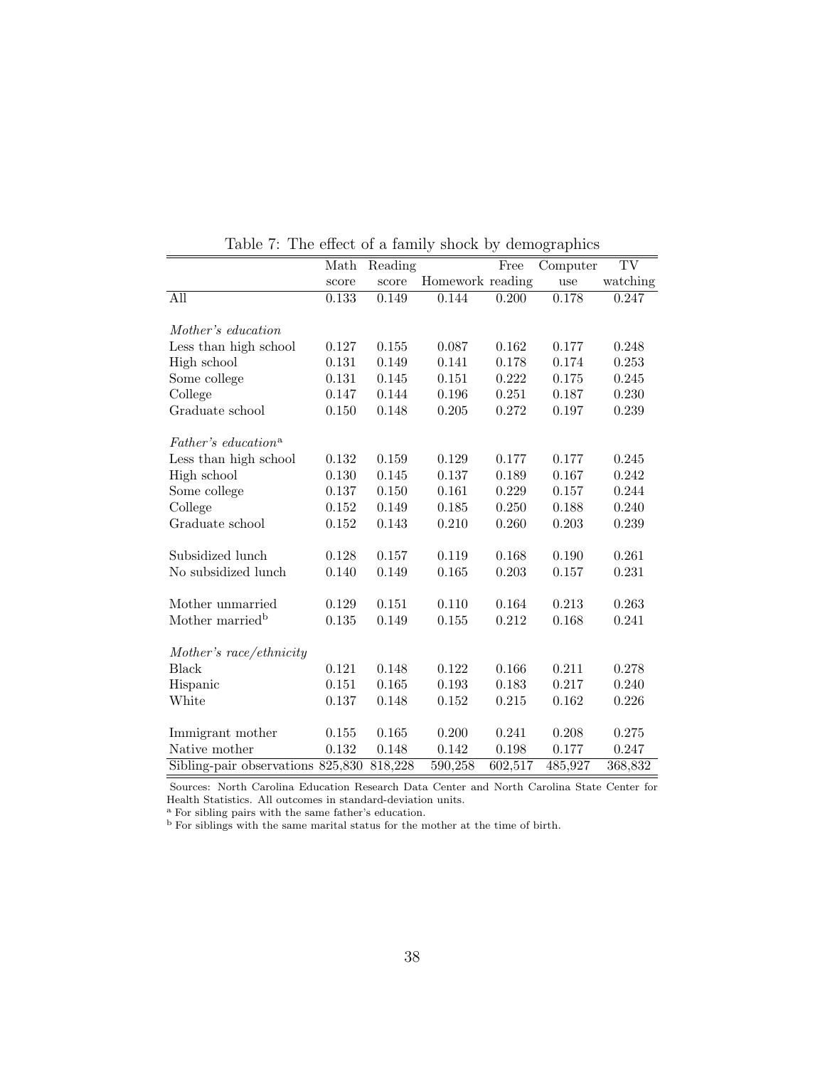Table 7: The effect of a family shock by demographics

| | Math score | Reading score | Homework | Free reading | Computer use | TV watching |
|---|---|---|---|---|---|---|
| All | 0.133 | 0.149 | 0.144 | 0.200 | 0.178 | 0.247 |
| *Mother's education* | | | | | | |
| Less than high school | 0.127 | 0.155 | 0.087 | 0.162 | 0.177 | 0.248 |
| High school | 0.131 | 0.149 | 0.141 | 0.178 | 0.174 | 0.253 |
| Some college | 0.131 | 0.145 | 0.151 | 0.222 | 0.175 | 0.245 |
| College | 0.147 | 0.144 | 0.196 | 0.251 | 0.187 | 0.230 |
| Graduate school | 0.150 | 0.148 | 0.205 | 0.272 | 0.197 | 0.239 |
| *Father's education*[a] | | | | | | |
| Less than high school | 0.132 | 0.159 | 0.129 | 0.177 | 0.177 | 0.245 |
| High school | 0.130 | 0.145 | 0.137 | 0.189 | 0.167 | 0.242 |
| Some college | 0.137 | 0.150 | 0.161 | 0.229 | 0.157 | 0.244 |
| College | 0.152 | 0.149 | 0.185 | 0.250 | 0.188 | 0.240 |
| Graduate school | 0.152 | 0.143 | 0.210 | 0.260 | 0.203 | 0.239 |
| Subsidized lunch | 0.128 | 0.157 | 0.119 | 0.168 | 0.190 | 0.261 |
| No subsidized lunch | 0.140 | 0.149 | 0.165 | 0.203 | 0.157 | 0.231 |
| Mother unmarried | 0.129 | 0.151 | 0.110 | 0.164 | 0.213 | 0.263 |
| Mother married[b] | 0.135 | 0.149 | 0.155 | 0.212 | 0.168 | 0.241 |
| *Mother's race/ethnicity* | | | | | | |
| Black | 0.121 | 0.148 | 0.122 | 0.166 | 0.211 | 0.278 |
| Hispanic | 0.151 | 0.165 | 0.193 | 0.183 | 0.217 | 0.240 |
| White | 0.137 | 0.148 | 0.152 | 0.215 | 0.162 | 0.226 |
| Immigrant mother | 0.155 | 0.165 | 0.200 | 0.241 | 0.208 | 0.275 |
| Native mother | 0.132 | 0.148 | 0.142 | 0.198 | 0.177 | 0.247 |
| Sibling-pair observations | 825,830 | 818,228 | 590,258 | 602,517 | 485,927 | 368,832 |

Sources: North Carolina Education Research Data Center and North Carolina State Center for Health Statistics. All outcomes in standard-deviation units.

[a] For sibling pairs with the same father's education.

[b] For siblings with the same marital status for the mother at the time of birth.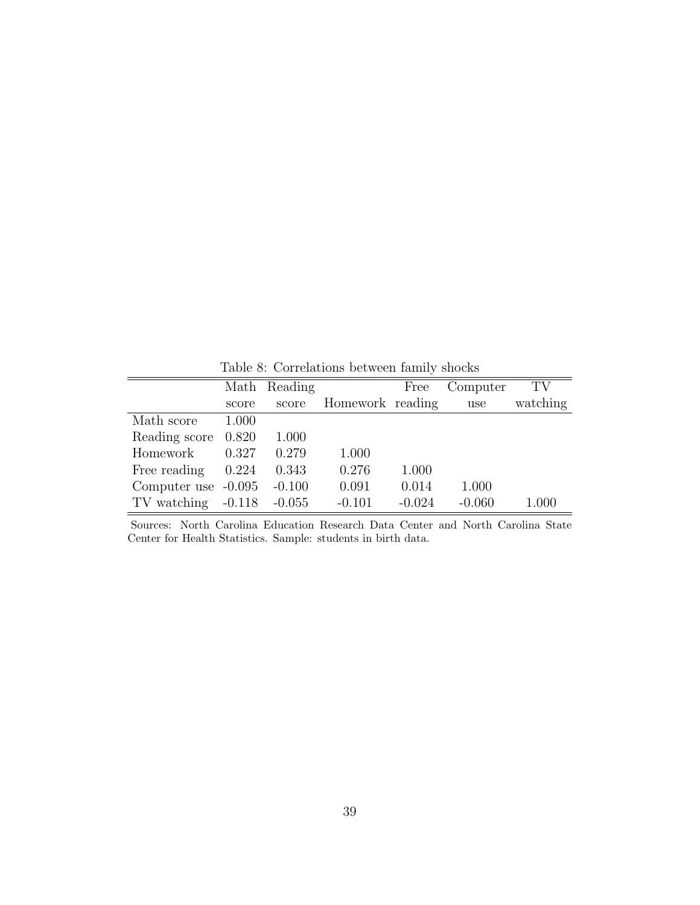Table 8: Correlations between family shocks

| | Math score | Reading score | Homework | Free reading | Computer use | TV watching |
|---|---|---|---|---|---|---|
| Math score | 1.000 | | | | | |
| Reading score | 0.820 | 1.000 | | | | |
| Homework | 0.327 | 0.279 | 1.000 | | | |
| Free reading | 0.224 | 0.343 | 0.276 | 1.000 | | |
| Computer use | -0.095 | -0.100 | 0.091 | 0.014 | 1.000 | |
| TV watching | -0.118 | -0.055 | -0.101 | -0.024 | -0.060 | 1.000 |

Sources: North Carolina Education Research Data Center and North Carolina State Center for Health Statistics. Sample: students in birth data.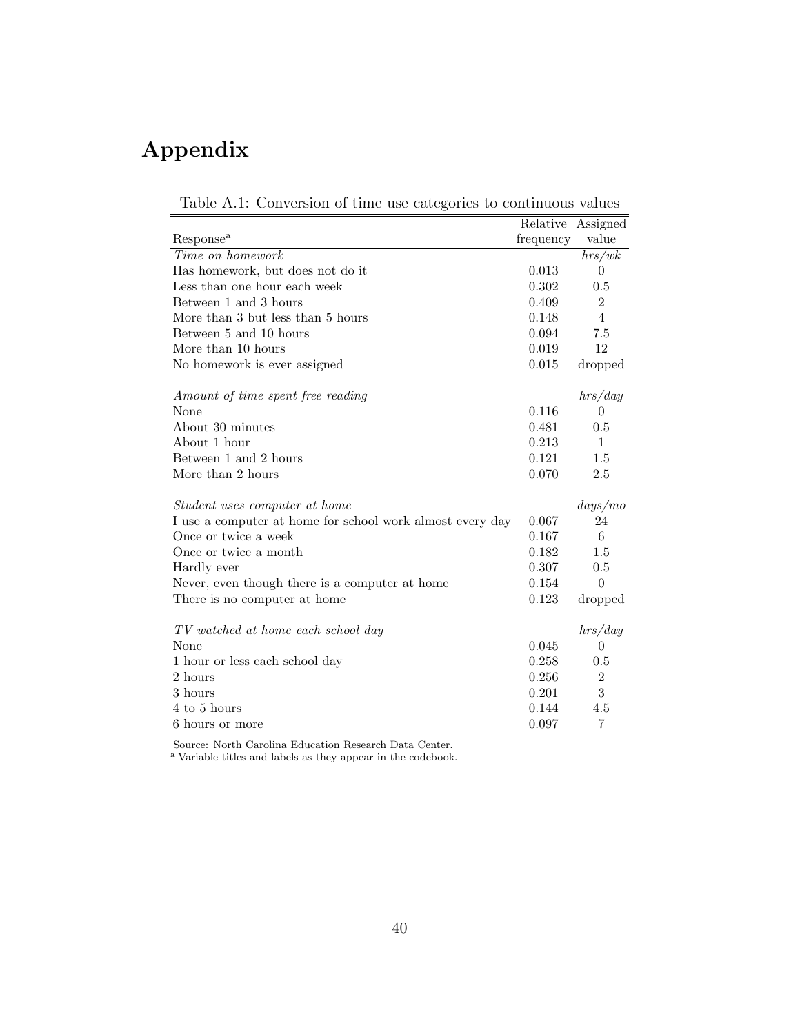# Appendix

Table A.1: Conversion of time use categories to continuous values

| Response[a] | Relative frequency | Assigned value |
|---|---|---|
| *Time on homework* | | *hrs/wk* |
| Has homework, but does not do it | 0.013 | 0 |
| Less than one hour each week | 0.302 | 0.5 |
| Between 1 and 3 hours | 0.409 | 2 |
| More than 3 but less than 5 hours | 0.148 | 4 |
| Between 5 and 10 hours | 0.094 | 7.5 |
| More than 10 hours | 0.019 | 12 |
| No homework is ever assigned | 0.015 | dropped |
| | | |
| *Amount of time spent free reading* | | *hrs/day* |
| None | 0.116 | 0 |
| About 30 minutes | 0.481 | 0.5 |
| About 1 hour | 0.213 | 1 |
| Between 1 and 2 hours | 0.121 | 1.5 |
| More than 2 hours | 0.070 | 2.5 |
| | | |
| *Student uses computer at home* | | *days/mo* |
| I use a computer at home for school work almost every day | 0.067 | 24 |
| Once or twice a week | 0.167 | 6 |
| Once or twice a month | 0.182 | 1.5 |
| Hardly ever | 0.307 | 0.5 |
| Never, even though there is a computer at home | 0.154 | 0 |
| There is no computer at home | 0.123 | dropped |
| | | |
| *TV watched at home each school day* | | *hrs/day* |
| None | 0.045 | 0 |
| 1 hour or less each school day | 0.258 | 0.5 |
| 2 hours | 0.256 | 2 |
| 3 hours | 0.201 | 3 |
| 4 to 5 hours | 0.144 | 4.5 |
| 6 hours or more | 0.097 | 7 |

Source: North Carolina Education Research Data Center.
[a] Variable titles and labels as they appear in the codebook.